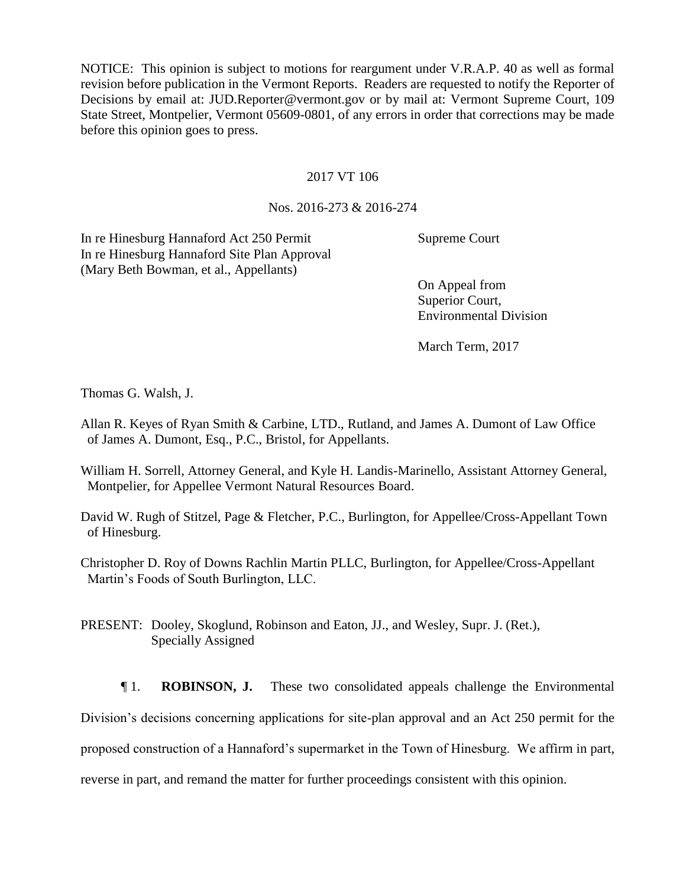NOTICE: This opinion is subject to motions for reargument under V.R.A.P. 40 as well as formal revision before publication in the Vermont Reports. Readers are requested to notify the Reporter of Decisions by email at: JUD.Reporter@vermont.gov or by mail at: Vermont Supreme Court, 109 State Street, Montpelier, Vermont 05609-0801, of any errors in order that corrections may be made before this opinion goes to press.

2017 VT 106

Nos. 2016-273 & 2016-274

In re Hinesburg Hannaford Act 250 Permit
In re Hinesburg Hannaford Site Plan Approval
(Mary Beth Bowman, et al., Appellants)

Supreme Court

On Appeal from
Superior Court,
Environmental Division

March Term, 2017

Thomas G. Walsh, J.

Allan R. Keyes of Ryan Smith & Carbine, LTD., Rutland, and James A. Dumont of Law Office of James A. Dumont, Esq., P.C., Bristol, for Appellants.

William H. Sorrell, Attorney General, and Kyle H. Landis-Marinello, Assistant Attorney General, Montpelier, for Appellee Vermont Natural Resources Board.

David W. Rugh of Stitzel, Page & Fletcher, P.C., Burlington, for Appellee/Cross-Appellant Town of Hinesburg.

Christopher D. Roy of Downs Rachlin Martin PLLC, Burlington, for Appellee/Cross-Appellant Martin's Foods of South Burlington, LLC.

PRESENT: Dooley, Skoglund, Robinson and Eaton, JJ., and Wesley, Supr. J. (Ret.), Specially Assigned

¶ 1. **ROBINSON, J.** These two consolidated appeals challenge the Environmental Division's decisions concerning applications for site-plan approval and an Act 250 permit for the proposed construction of a Hannaford's supermarket in the Town of Hinesburg. We affirm in part, reverse in part, and remand the matter for further proceedings consistent with this opinion.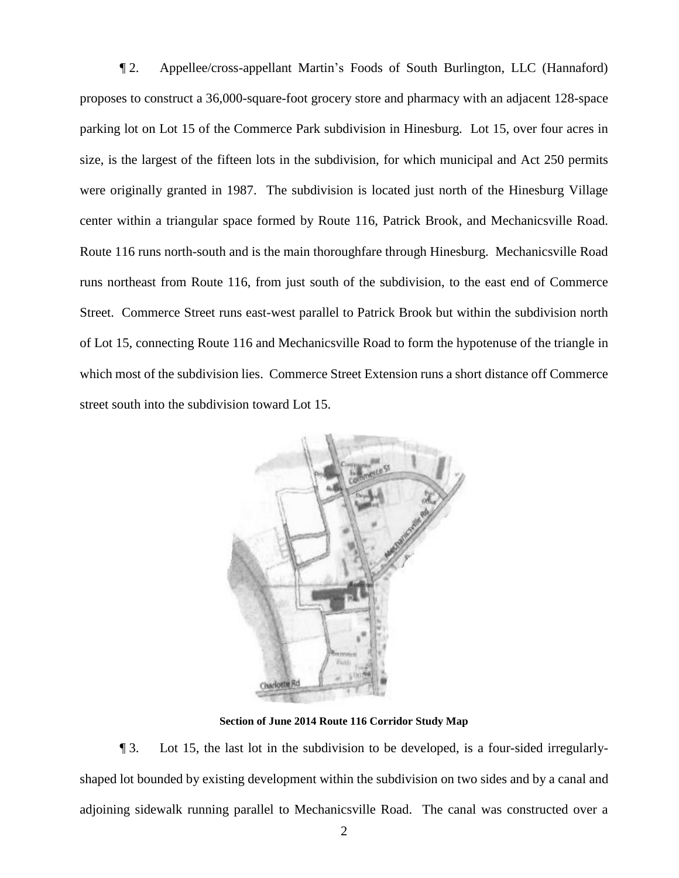¶ 2. Appellee/cross-appellant Martin's Foods of South Burlington, LLC (Hannaford) proposes to construct a 36,000-square-foot grocery store and pharmacy with an adjacent 128-space parking lot on Lot 15 of the Commerce Park subdivision in Hinesburg. Lot 15, over four acres in size, is the largest of the fifteen lots in the subdivision, for which municipal and Act 250 permits were originally granted in 1987. The subdivision is located just north of the Hinesburg Village center within a triangular space formed by Route 116, Patrick Brook, and Mechanicsville Road. Route 116 runs north-south and is the main thoroughfare through Hinesburg. Mechanicsville Road runs northeast from Route 116, from just south of the subdivision, to the east end of Commerce Street. Commerce Street runs east-west parallel to Patrick Brook but within the subdivision north of Lot 15, connecting Route 116 and Mechanicsville Road to form the hypotenuse of the triangle in which most of the subdivision lies. Commerce Street Extension runs a short distance off Commerce street south into the subdivision toward Lot 15.

**Section of June 2014 Route 116 Corridor Study Map**

¶ 3. Lot 15, the last lot in the subdivision to be developed, is a four-sided irregularly-shaped lot bounded by existing development within the subdivision on two sides and by a canal and adjoining sidewalk running parallel to Mechanicsville Road. The canal was constructed over a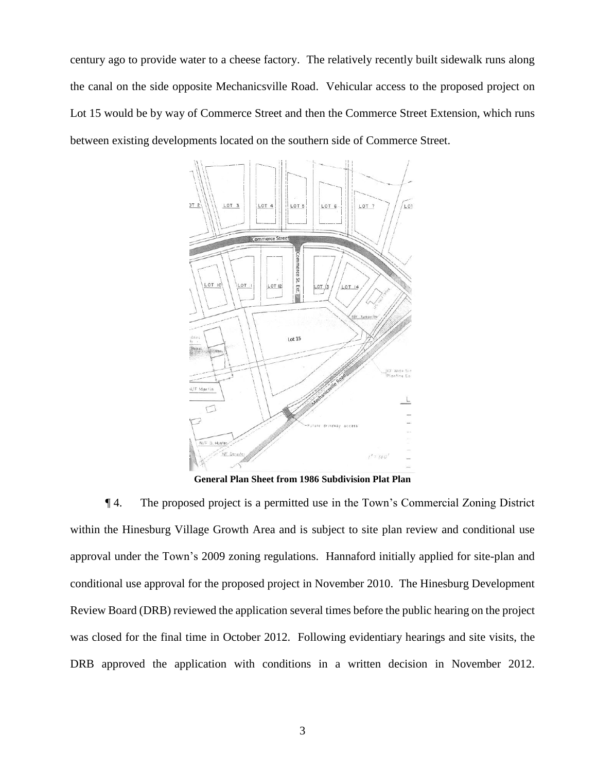century ago to provide water to a cheese factory. The relatively recently built sidewalk runs along the canal on the side opposite Mechanicsville Road. Vehicular access to the proposed project on Lot 15 would be by way of Commerce Street and then the Commerce Street Extension, which runs between existing developments located on the southern side of Commerce Street.

**General Plan Sheet from 1986 Subdivision Plat Plan**

¶ 4. The proposed project is a permitted use in the Town's Commercial Zoning District within the Hinesburg Village Growth Area and is subject to site plan review and conditional use approval under the Town's 2009 zoning regulations. Hannaford initially applied for site-plan and conditional use approval for the proposed project in November 2010. The Hinesburg Development Review Board (DRB) reviewed the application several times before the public hearing on the project was closed for the final time in October 2012. Following evidentiary hearings and site visits, the DRB approved the application with conditions in a written decision in November 2012.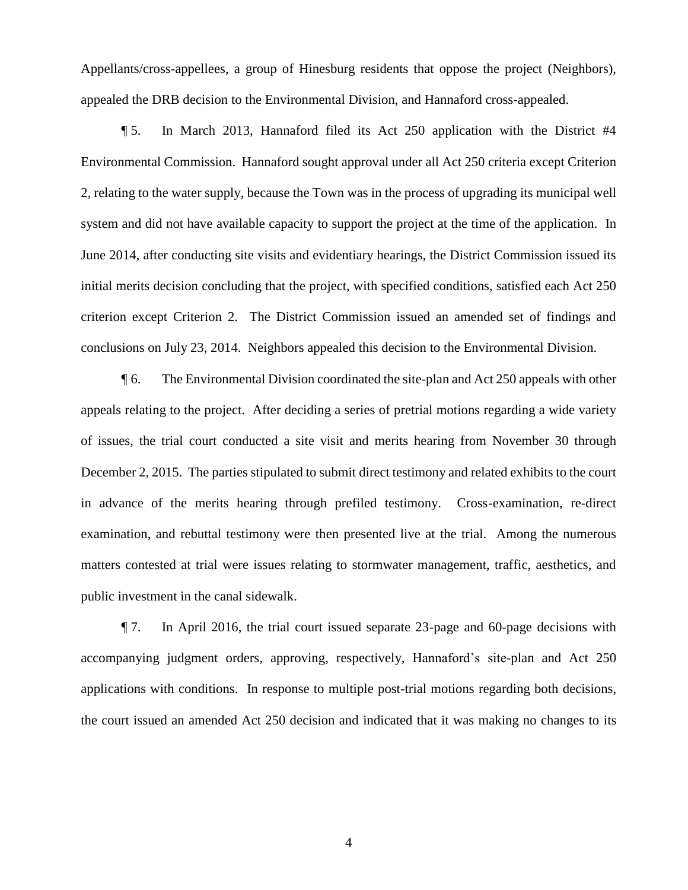Appellants/cross-appellees, a group of Hinesburg residents that oppose the project (Neighbors), appealed the DRB decision to the Environmental Division, and Hannaford cross-appealed.

¶ 5. In March 2013, Hannaford filed its Act 250 application with the District #4 Environmental Commission. Hannaford sought approval under all Act 250 criteria except Criterion 2, relating to the water supply, because the Town was in the process of upgrading its municipal well system and did not have available capacity to support the project at the time of the application. In June 2014, after conducting site visits and evidentiary hearings, the District Commission issued its initial merits decision concluding that the project, with specified conditions, satisfied each Act 250 criterion except Criterion 2. The District Commission issued an amended set of findings and conclusions on July 23, 2014. Neighbors appealed this decision to the Environmental Division.

¶ 6. The Environmental Division coordinated the site-plan and Act 250 appeals with other appeals relating to the project. After deciding a series of pretrial motions regarding a wide variety of issues, the trial court conducted a site visit and merits hearing from November 30 through December 2, 2015. The parties stipulated to submit direct testimony and related exhibits to the court in advance of the merits hearing through prefiled testimony. Cross-examination, re-direct examination, and rebuttal testimony were then presented live at the trial. Among the numerous matters contested at trial were issues relating to stormwater management, traffic, aesthetics, and public investment in the canal sidewalk.

¶ 7. In April 2016, the trial court issued separate 23-page and 60-page decisions with accompanying judgment orders, approving, respectively, Hannaford's site-plan and Act 250 applications with conditions. In response to multiple post-trial motions regarding both decisions, the court issued an amended Act 250 decision and indicated that it was making no changes to its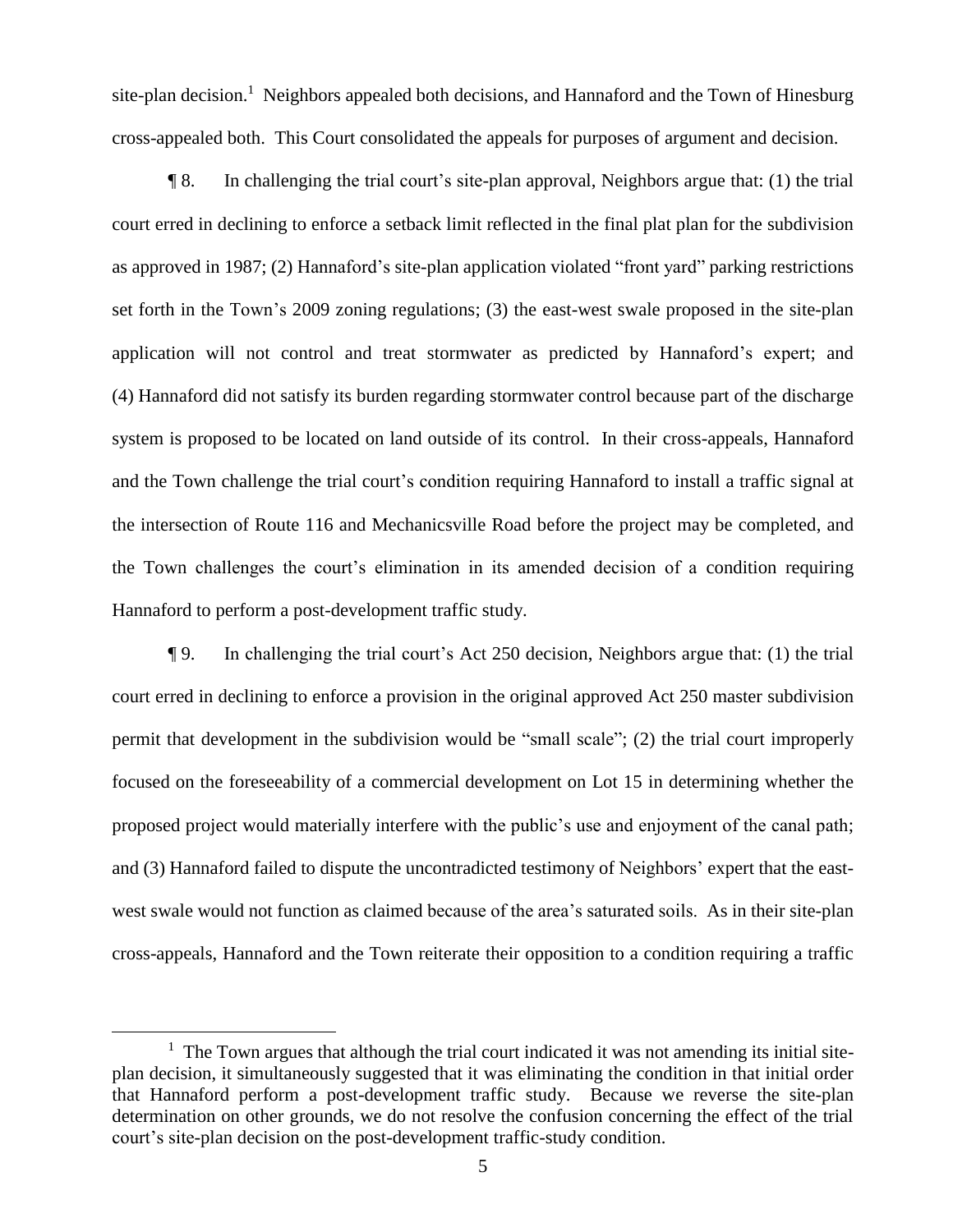site-plan decision.[1] Neighbors appealed both decisions, and Hannaford and the Town of Hinesburg cross-appealed both. This Court consolidated the appeals for purposes of argument and decision.

¶ 8. In challenging the trial court's site-plan approval, Neighbors argue that: (1) the trial court erred in declining to enforce a setback limit reflected in the final plat plan for the subdivision as approved in 1987; (2) Hannaford's site-plan application violated "front yard" parking restrictions set forth in the Town's 2009 zoning regulations; (3) the east-west swale proposed in the site-plan application will not control and treat stormwater as predicted by Hannaford's expert; and (4) Hannaford did not satisfy its burden regarding stormwater control because part of the discharge system is proposed to be located on land outside of its control. In their cross-appeals, Hannaford and the Town challenge the trial court's condition requiring Hannaford to install a traffic signal at the intersection of Route 116 and Mechanicsville Road before the project may be completed, and the Town challenges the court's elimination in its amended decision of a condition requiring Hannaford to perform a post-development traffic study.

¶ 9. In challenging the trial court's Act 250 decision, Neighbors argue that: (1) the trial court erred in declining to enforce a provision in the original approved Act 250 master subdivision permit that development in the subdivision would be "small scale"; (2) the trial court improperly focused on the foreseeability of a commercial development on Lot 15 in determining whether the proposed project would materially interfere with the public's use and enjoyment of the canal path; and (3) Hannaford failed to dispute the uncontradicted testimony of Neighbors' expert that the east-west swale would not function as claimed because of the area's saturated soils. As in their site-plan cross-appeals, Hannaford and the Town reiterate their opposition to a condition requiring a traffic

[1] The Town argues that although the trial court indicated it was not amending its initial site-plan decision, it simultaneously suggested that it was eliminating the condition in that initial order that Hannaford perform a post-development traffic study. Because we reverse the site-plan determination on other grounds, we do not resolve the confusion concerning the effect of the trial court's site-plan decision on the post-development traffic-study condition.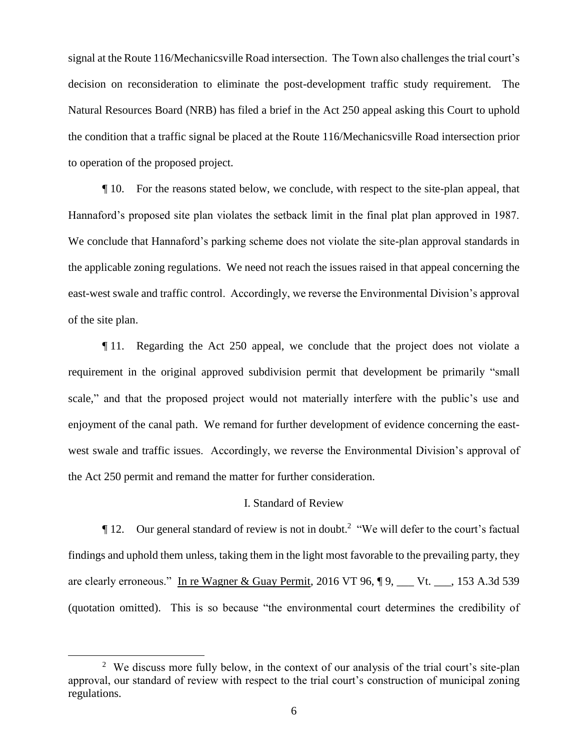signal at the Route 116/Mechanicsville Road intersection. The Town also challenges the trial court's decision on reconsideration to eliminate the post-development traffic study requirement. The Natural Resources Board (NRB) has filed a brief in the Act 250 appeal asking this Court to uphold the condition that a traffic signal be placed at the Route 116/Mechanicsville Road intersection prior to operation of the proposed project.

¶ 10. For the reasons stated below, we conclude, with respect to the site-plan appeal, that Hannaford's proposed site plan violates the setback limit in the final plat plan approved in 1987. We conclude that Hannaford's parking scheme does not violate the site-plan approval standards in the applicable zoning regulations. We need not reach the issues raised in that appeal concerning the east-west swale and traffic control. Accordingly, we reverse the Environmental Division's approval of the site plan.

¶ 11. Regarding the Act 250 appeal, we conclude that the project does not violate a requirement in the original approved subdivision permit that development be primarily "small scale," and that the proposed project would not materially interfere with the public's use and enjoyment of the canal path. We remand for further development of evidence concerning the east-west swale and traffic issues. Accordingly, we reverse the Environmental Division's approval of the Act 250 permit and remand the matter for further consideration.

## I. Standard of Review

¶ 12. Our general standard of review is not in doubt.[2] "We will defer to the court's factual findings and uphold them unless, taking them in the light most favorable to the prevailing party, they are clearly erroneous." In re Wagner & Guay Permit, 2016 VT 96, ¶ 9, ___ Vt. ___, 153 A.3d 539 (quotation omitted). This is so because "the environmental court determines the credibility of

[2] We discuss more fully below, in the context of our analysis of the trial court's site-plan approval, our standard of review with respect to the trial court's construction of municipal zoning regulations.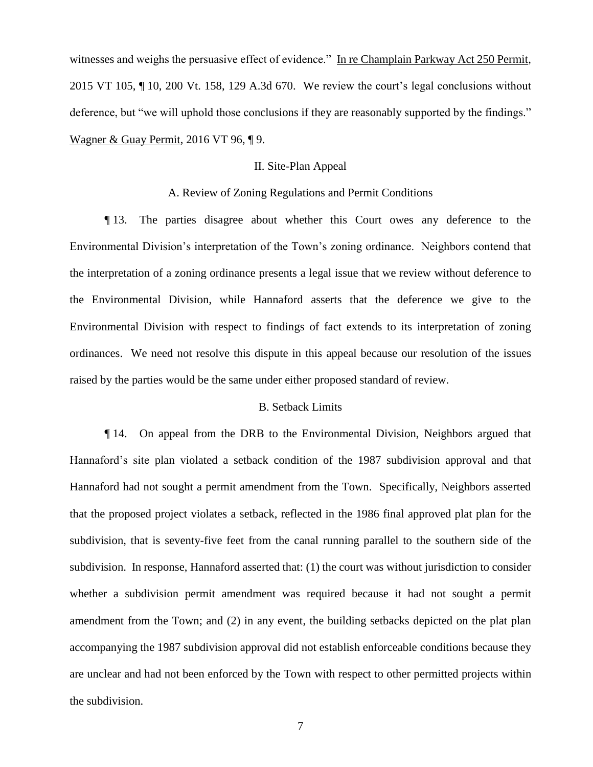witnesses and weighs the persuasive effect of evidence." In re Champlain Parkway Act 250 Permit, 2015 VT 105, ¶ 10, 200 Vt. 158, 129 A.3d 670. We review the court's legal conclusions without deference, but "we will uphold those conclusions if they are reasonably supported by the findings." Wagner & Guay Permit, 2016 VT 96, ¶ 9.

## II. Site-Plan Appeal

### A. Review of Zoning Regulations and Permit Conditions

¶ 13. The parties disagree about whether this Court owes any deference to the Environmental Division's interpretation of the Town's zoning ordinance. Neighbors contend that the interpretation of a zoning ordinance presents a legal issue that we review without deference to the Environmental Division, while Hannaford asserts that the deference we give to the Environmental Division with respect to findings of fact extends to its interpretation of zoning ordinances. We need not resolve this dispute in this appeal because our resolution of the issues raised by the parties would be the same under either proposed standard of review.

### B. Setback Limits

¶ 14. On appeal from the DRB to the Environmental Division, Neighbors argued that Hannaford's site plan violated a setback condition of the 1987 subdivision approval and that Hannaford had not sought a permit amendment from the Town. Specifically, Neighbors asserted that the proposed project violates a setback, reflected in the 1986 final approved plat plan for the subdivision, that is seventy-five feet from the canal running parallel to the southern side of the subdivision. In response, Hannaford asserted that: (1) the court was without jurisdiction to consider whether a subdivision permit amendment was required because it had not sought a permit amendment from the Town; and (2) in any event, the building setbacks depicted on the plat plan accompanying the 1987 subdivision approval did not establish enforceable conditions because they are unclear and had not been enforced by the Town with respect to other permitted projects within the subdivision.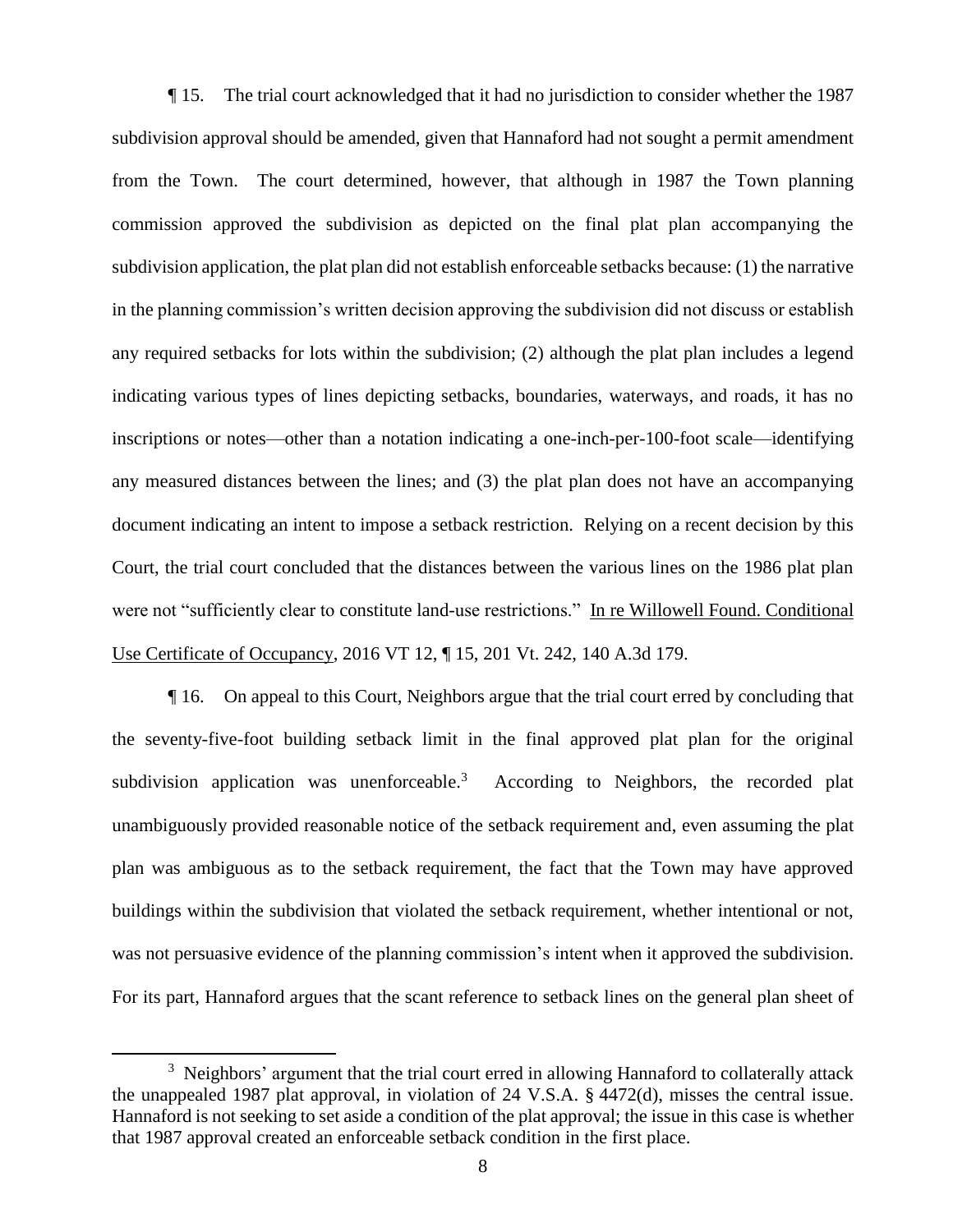¶ 15. The trial court acknowledged that it had no jurisdiction to consider whether the 1987 subdivision approval should be amended, given that Hannaford had not sought a permit amendment from the Town. The court determined, however, that although in 1987 the Town planning commission approved the subdivision as depicted on the final plat plan accompanying the subdivision application, the plat plan did not establish enforceable setbacks because: (1) the narrative in the planning commission's written decision approving the subdivision did not discuss or establish any required setbacks for lots within the subdivision; (2) although the plat plan includes a legend indicating various types of lines depicting setbacks, boundaries, waterways, and roads, it has no inscriptions or notes—other than a notation indicating a one-inch-per-100-foot scale—identifying any measured distances between the lines; and (3) the plat plan does not have an accompanying document indicating an intent to impose a setback restriction. Relying on a recent decision by this Court, the trial court concluded that the distances between the various lines on the 1986 plat plan were not "sufficiently clear to constitute land-use restrictions." In re Willowell Found. Conditional Use Certificate of Occupancy, 2016 VT 12, ¶ 15, 201 Vt. 242, 140 A.3d 179.

¶ 16. On appeal to this Court, Neighbors argue that the trial court erred by concluding that the seventy-five-foot building setback limit in the final approved plat plan for the original subdivision application was unenforceable.[3] According to Neighbors, the recorded plat unambiguously provided reasonable notice of the setback requirement and, even assuming the plat plan was ambiguous as to the setback requirement, the fact that the Town may have approved buildings within the subdivision that violated the setback requirement, whether intentional or not, was not persuasive evidence of the planning commission's intent when it approved the subdivision. For its part, Hannaford argues that the scant reference to setback lines on the general plan sheet of

[3] Neighbors' argument that the trial court erred in allowing Hannaford to collaterally attack the unappealed 1987 plat approval, in violation of 24 V.S.A. § 4472(d), misses the central issue. Hannaford is not seeking to set aside a condition of the plat approval; the issue in this case is whether that 1987 approval created an enforceable setback condition in the first place.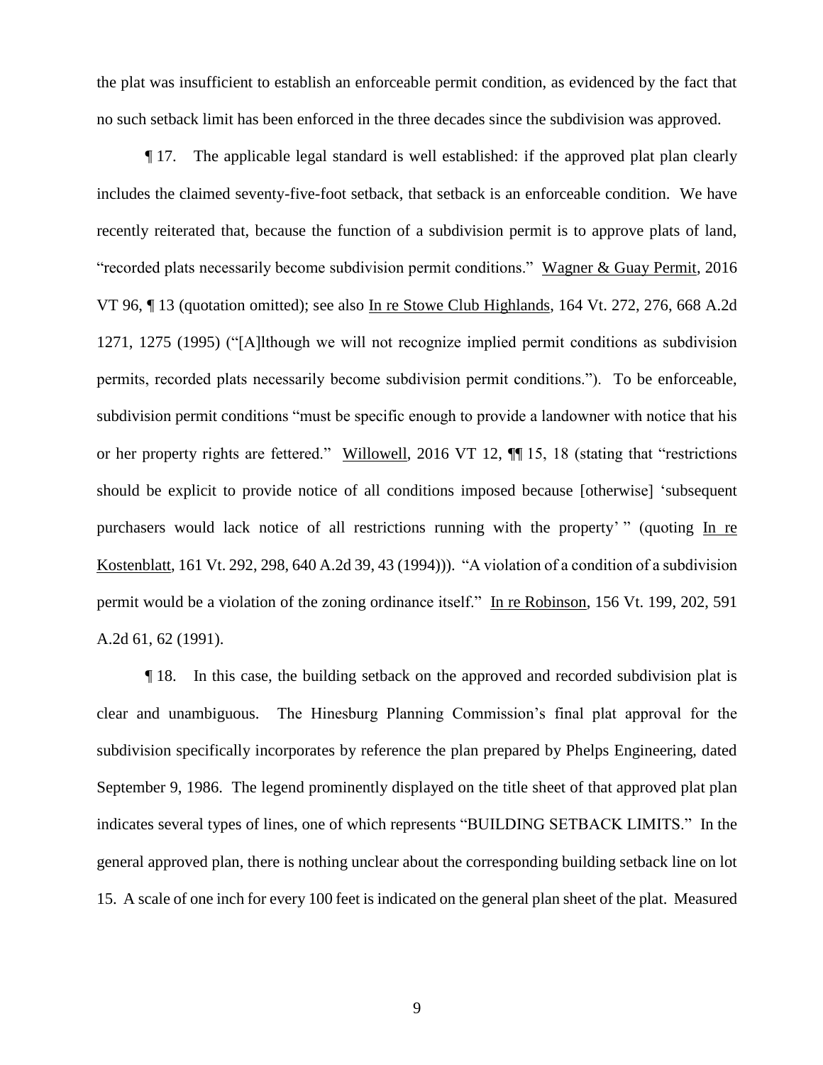the plat was insufficient to establish an enforceable permit condition, as evidenced by the fact that no such setback limit has been enforced in the three decades since the subdivision was approved.

¶ 17. The applicable legal standard is well established: if the approved plat plan clearly includes the claimed seventy-five-foot setback, that setback is an enforceable condition. We have recently reiterated that, because the function of a subdivision permit is to approve plats of land, "recorded plats necessarily become subdivision permit conditions." Wagner & Guay Permit, 2016 VT 96, ¶ 13 (quotation omitted); see also In re Stowe Club Highlands, 164 Vt. 272, 276, 668 A.2d 1271, 1275 (1995) ("[A]lthough we will not recognize implied permit conditions as subdivision permits, recorded plats necessarily become subdivision permit conditions."). To be enforceable, subdivision permit conditions "must be specific enough to provide a landowner with notice that his or her property rights are fettered." Willowell, 2016 VT 12, ¶¶ 15, 18 (stating that "restrictions should be explicit to provide notice of all conditions imposed because [otherwise] 'subsequent purchasers would lack notice of all restrictions running with the property' " (quoting In re Kostenblatt, 161 Vt. 292, 298, 640 A.2d 39, 43 (1994))). "A violation of a condition of a subdivision permit would be a violation of the zoning ordinance itself." In re Robinson, 156 Vt. 199, 202, 591 A.2d 61, 62 (1991).

¶ 18. In this case, the building setback on the approved and recorded subdivision plat is clear and unambiguous. The Hinesburg Planning Commission's final plat approval for the subdivision specifically incorporates by reference the plan prepared by Phelps Engineering, dated September 9, 1986. The legend prominently displayed on the title sheet of that approved plat plan indicates several types of lines, one of which represents "BUILDING SETBACK LIMITS." In the general approved plan, there is nothing unclear about the corresponding building setback line on lot 15. A scale of one inch for every 100 feet is indicated on the general plan sheet of the plat. Measured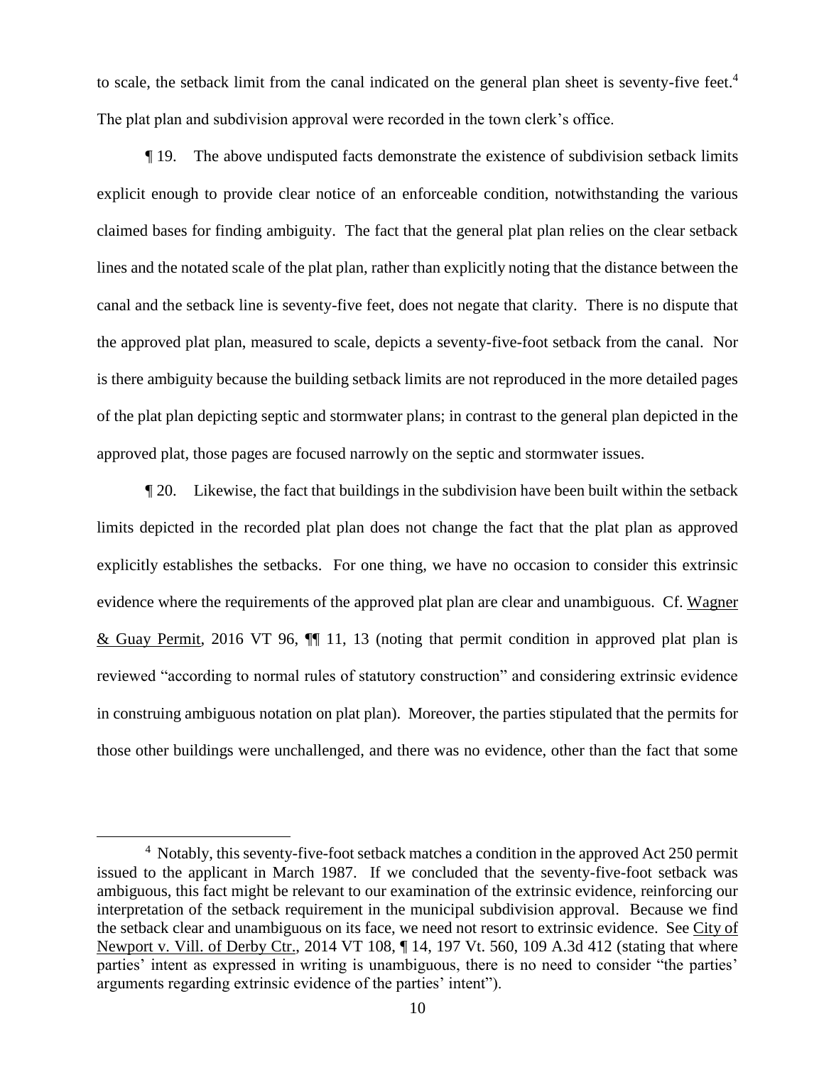to scale, the setback limit from the canal indicated on the general plan sheet is seventy-five feet.[4] The plat plan and subdivision approval were recorded in the town clerk's office.

¶ 19. The above undisputed facts demonstrate the existence of subdivision setback limits explicit enough to provide clear notice of an enforceable condition, notwithstanding the various claimed bases for finding ambiguity. The fact that the general plat plan relies on the clear setback lines and the notated scale of the plat plan, rather than explicitly noting that the distance between the canal and the setback line is seventy-five feet, does not negate that clarity. There is no dispute that the approved plat plan, measured to scale, depicts a seventy-five-foot setback from the canal. Nor is there ambiguity because the building setback limits are not reproduced in the more detailed pages of the plat plan depicting septic and stormwater plans; in contrast to the general plan depicted in the approved plat, those pages are focused narrowly on the septic and stormwater issues.

¶ 20. Likewise, the fact that buildings in the subdivision have been built within the setback limits depicted in the recorded plat plan does not change the fact that the plat plan as approved explicitly establishes the setbacks. For one thing, we have no occasion to consider this extrinsic evidence where the requirements of the approved plat plan are clear and unambiguous. Cf. Wagner & Guay Permit, 2016 VT 96, ¶¶ 11, 13 (noting that permit condition in approved plat plan is reviewed "according to normal rules of statutory construction" and considering extrinsic evidence in construing ambiguous notation on plat plan). Moreover, the parties stipulated that the permits for those other buildings were unchallenged, and there was no evidence, other than the fact that some

---

[4] Notably, this seventy-five-foot setback matches a condition in the approved Act 250 permit issued to the applicant in March 1987. If we concluded that the seventy-five-foot setback was ambiguous, this fact might be relevant to our examination of the extrinsic evidence, reinforcing our interpretation of the setback requirement in the municipal subdivision approval. Because we find the setback clear and unambiguous on its face, we need not resort to extrinsic evidence. See City of Newport v. Vill. of Derby Ctr., 2014 VT 108, ¶ 14, 197 Vt. 560, 109 A.3d 412 (stating that where parties' intent as expressed in writing is unambiguous, there is no need to consider "the parties' arguments regarding extrinsic evidence of the parties' intent").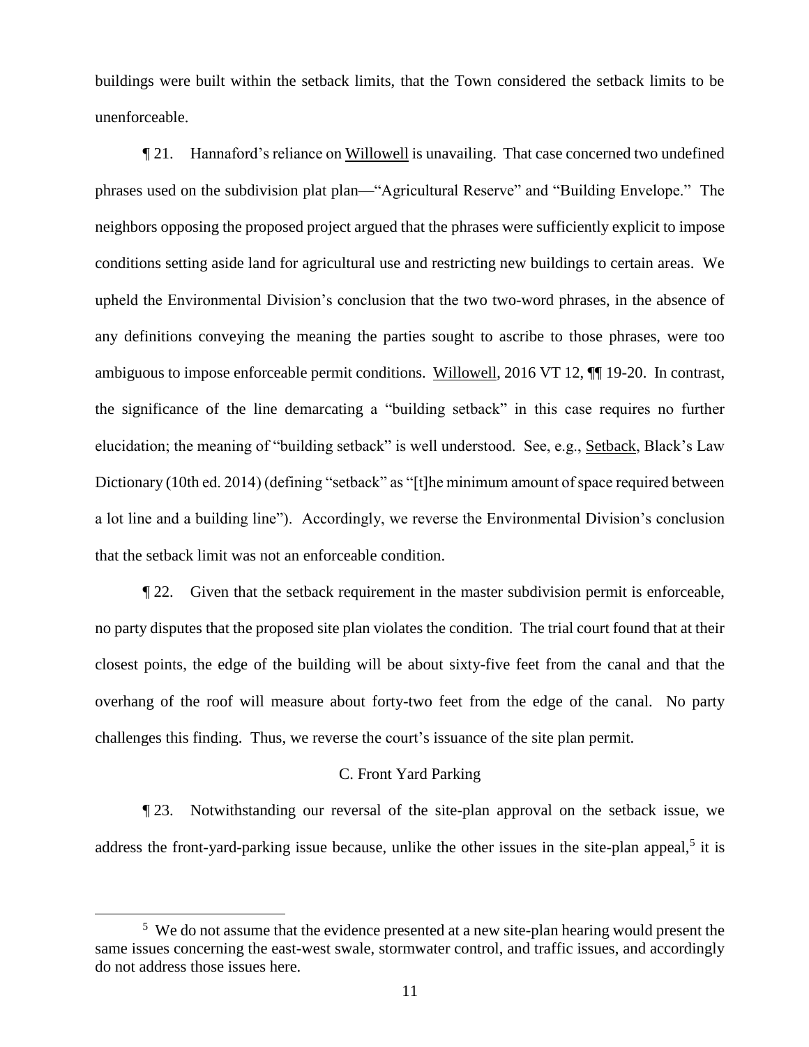buildings were built within the setback limits, that the Town considered the setback limits to be unenforceable.

¶ 21. Hannaford's reliance on Willowell is unavailing. That case concerned two undefined phrases used on the subdivision plat plan—"Agricultural Reserve" and "Building Envelope." The neighbors opposing the proposed project argued that the phrases were sufficiently explicit to impose conditions setting aside land for agricultural use and restricting new buildings to certain areas. We upheld the Environmental Division's conclusion that the two two-word phrases, in the absence of any definitions conveying the meaning the parties sought to ascribe to those phrases, were too ambiguous to impose enforceable permit conditions. Willowell, 2016 VT 12, ¶¶ 19-20. In contrast, the significance of the line demarcating a "building setback" in this case requires no further elucidation; the meaning of "building setback" is well understood. See, e.g., Setback, Black's Law Dictionary (10th ed. 2014) (defining "setback" as "[t]he minimum amount of space required between a lot line and a building line"). Accordingly, we reverse the Environmental Division's conclusion that the setback limit was not an enforceable condition.

¶ 22. Given that the setback requirement in the master subdivision permit is enforceable, no party disputes that the proposed site plan violates the condition. The trial court found that at their closest points, the edge of the building will be about sixty-five feet from the canal and that the overhang of the roof will measure about forty-two feet from the edge of the canal. No party challenges this finding. Thus, we reverse the court's issuance of the site plan permit.

### C. Front Yard Parking

¶ 23. Notwithstanding our reversal of the site-plan approval on the setback issue, we address the front-yard-parking issue because, unlike the other issues in the site-plan appeal,[5] it is

[5] We do not assume that the evidence presented at a new site-plan hearing would present the same issues concerning the east-west swale, stormwater control, and traffic issues, and accordingly do not address those issues here.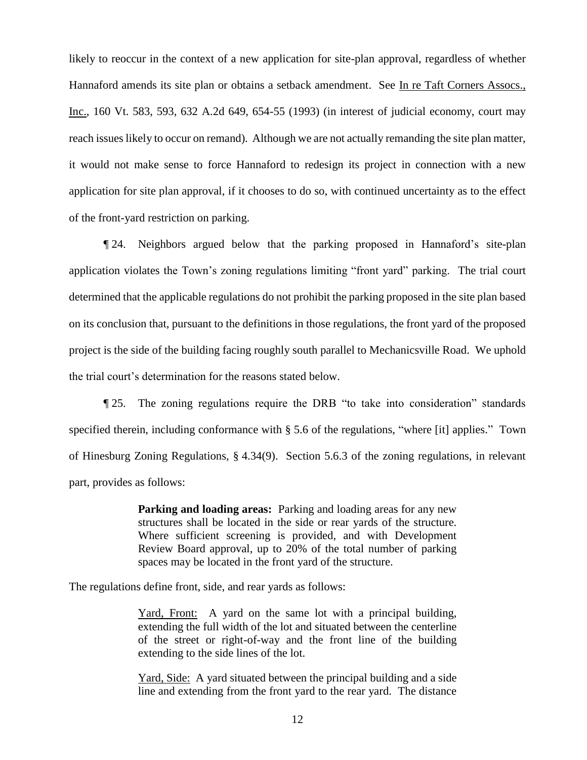likely to reoccur in the context of a new application for site-plan approval, regardless of whether Hannaford amends its site plan or obtains a setback amendment. See In re Taft Corners Assocs., Inc., 160 Vt. 583, 593, 632 A.2d 649, 654-55 (1993) (in interest of judicial economy, court may reach issues likely to occur on remand). Although we are not actually remanding the site plan matter, it would not make sense to force Hannaford to redesign its project in connection with a new application for site plan approval, if it chooses to do so, with continued uncertainty as to the effect of the front-yard restriction on parking.

¶ 24. Neighbors argued below that the parking proposed in Hannaford's site-plan application violates the Town's zoning regulations limiting "front yard" parking. The trial court determined that the applicable regulations do not prohibit the parking proposed in the site plan based on its conclusion that, pursuant to the definitions in those regulations, the front yard of the proposed project is the side of the building facing roughly south parallel to Mechanicsville Road. We uphold the trial court's determination for the reasons stated below.

¶ 25. The zoning regulations require the DRB "to take into consideration" standards specified therein, including conformance with § 5.6 of the regulations, "where [it] applies." Town of Hinesburg Zoning Regulations, § 4.34(9). Section 5.6.3 of the zoning regulations, in relevant part, provides as follows:

> **Parking and loading areas:** Parking and loading areas for any new structures shall be located in the side or rear yards of the structure. Where sufficient screening is provided, and with Development Review Board approval, up to 20% of the total number of parking spaces may be located in the front yard of the structure.

The regulations define front, side, and rear yards as follows:

> Yard, Front: A yard on the same lot with a principal building, extending the full width of the lot and situated between the centerline of the street or right-of-way and the front line of the building extending to the side lines of the lot.
>
> Yard, Side: A yard situated between the principal building and a side line and extending from the front yard to the rear yard. The distance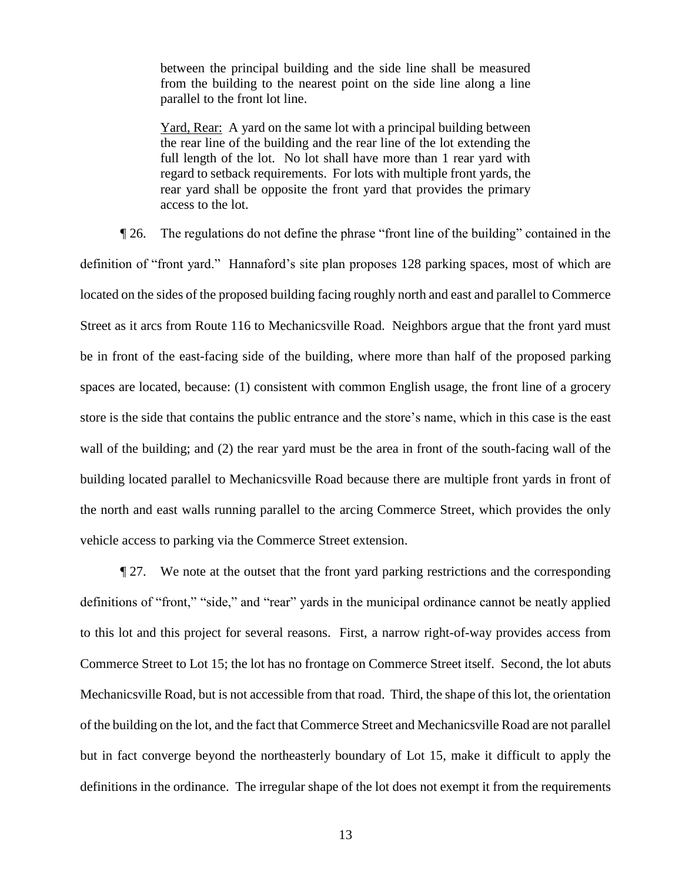between the principal building and the side line shall be measured from the building to the nearest point on the side line along a line parallel to the front lot line.

> Yard, Rear: A yard on the same lot with a principal building between the rear line of the building and the rear line of the lot extending the full length of the lot. No lot shall have more than 1 rear yard with regard to setback requirements. For lots with multiple front yards, the rear yard shall be opposite the front yard that provides the primary access to the lot.

¶ 26. The regulations do not define the phrase "front line of the building" contained in the definition of "front yard." Hannaford's site plan proposes 128 parking spaces, most of which are located on the sides of the proposed building facing roughly north and east and parallel to Commerce Street as it arcs from Route 116 to Mechanicsville Road. Neighbors argue that the front yard must be in front of the east-facing side of the building, where more than half of the proposed parking spaces are located, because: (1) consistent with common English usage, the front line of a grocery store is the side that contains the public entrance and the store's name, which in this case is the east wall of the building; and (2) the rear yard must be the area in front of the south-facing wall of the building located parallel to Mechanicsville Road because there are multiple front yards in front of the north and east walls running parallel to the arcing Commerce Street, which provides the only vehicle access to parking via the Commerce Street extension.

¶ 27. We note at the outset that the front yard parking restrictions and the corresponding definitions of "front," "side," and "rear" yards in the municipal ordinance cannot be neatly applied to this lot and this project for several reasons. First, a narrow right-of-way provides access from Commerce Street to Lot 15; the lot has no frontage on Commerce Street itself. Second, the lot abuts Mechanicsville Road, but is not accessible from that road. Third, the shape of this lot, the orientation of the building on the lot, and the fact that Commerce Street and Mechanicsville Road are not parallel but in fact converge beyond the northeasterly boundary of Lot 15, make it difficult to apply the definitions in the ordinance. The irregular shape of the lot does not exempt it from the requirements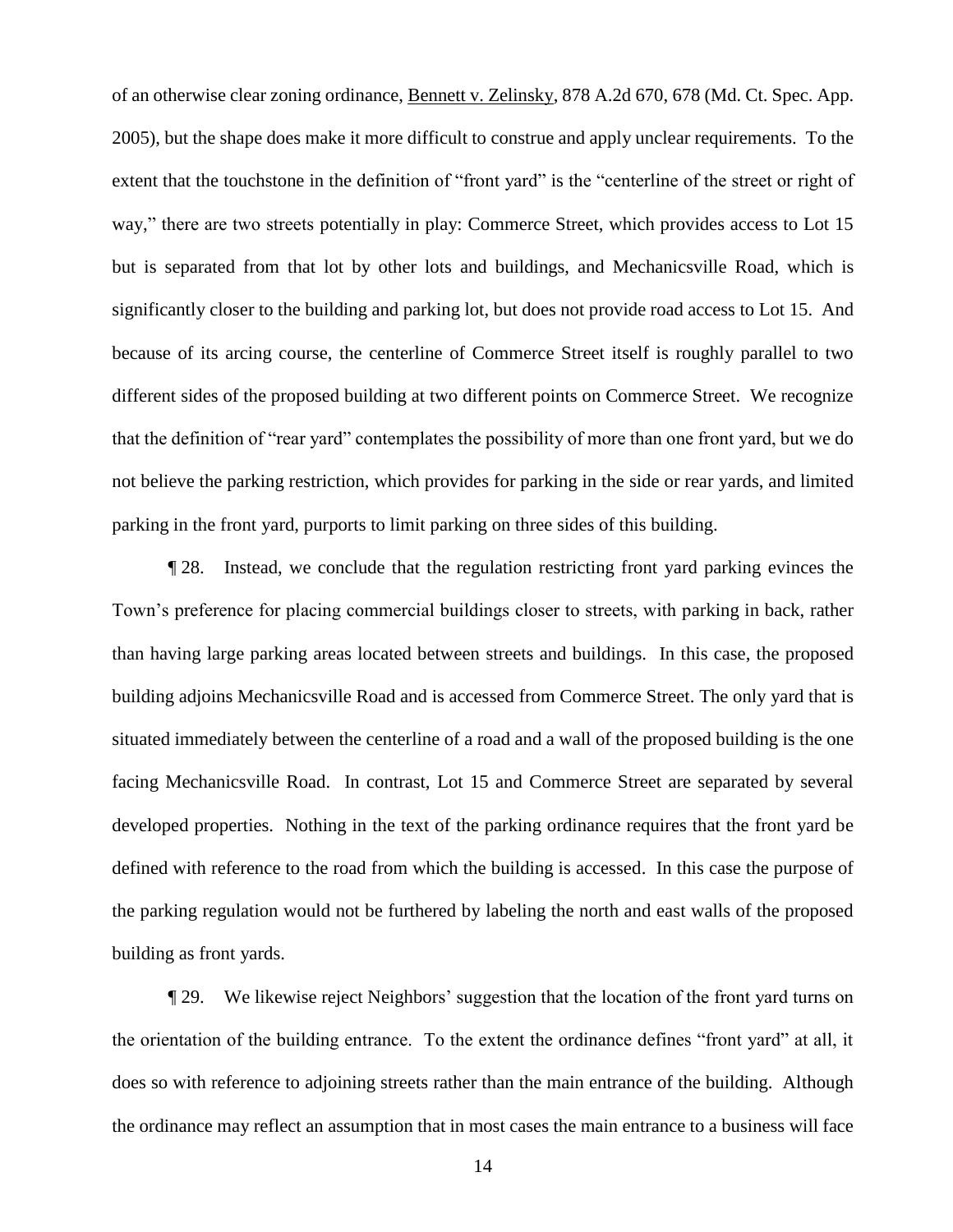of an otherwise clear zoning ordinance, Bennett v. Zelinsky, 878 A.2d 670, 678 (Md. Ct. Spec. App. 2005), but the shape does make it more difficult to construe and apply unclear requirements. To the extent that the touchstone in the definition of "front yard" is the "centerline of the street or right of way," there are two streets potentially in play: Commerce Street, which provides access to Lot 15 but is separated from that lot by other lots and buildings, and Mechanicsville Road, which is significantly closer to the building and parking lot, but does not provide road access to Lot 15. And because of its arcing course, the centerline of Commerce Street itself is roughly parallel to two different sides of the proposed building at two different points on Commerce Street. We recognize that the definition of "rear yard" contemplates the possibility of more than one front yard, but we do not believe the parking restriction, which provides for parking in the side or rear yards, and limited parking in the front yard, purports to limit parking on three sides of this building.

¶ 28. Instead, we conclude that the regulation restricting front yard parking evinces the Town's preference for placing commercial buildings closer to streets, with parking in back, rather than having large parking areas located between streets and buildings. In this case, the proposed building adjoins Mechanicsville Road and is accessed from Commerce Street. The only yard that is situated immediately between the centerline of a road and a wall of the proposed building is the one facing Mechanicsville Road. In contrast, Lot 15 and Commerce Street are separated by several developed properties. Nothing in the text of the parking ordinance requires that the front yard be defined with reference to the road from which the building is accessed. In this case the purpose of the parking regulation would not be furthered by labeling the north and east walls of the proposed building as front yards.

¶ 29. We likewise reject Neighbors' suggestion that the location of the front yard turns on the orientation of the building entrance. To the extent the ordinance defines "front yard" at all, it does so with reference to adjoining streets rather than the main entrance of the building. Although the ordinance may reflect an assumption that in most cases the main entrance to a business will face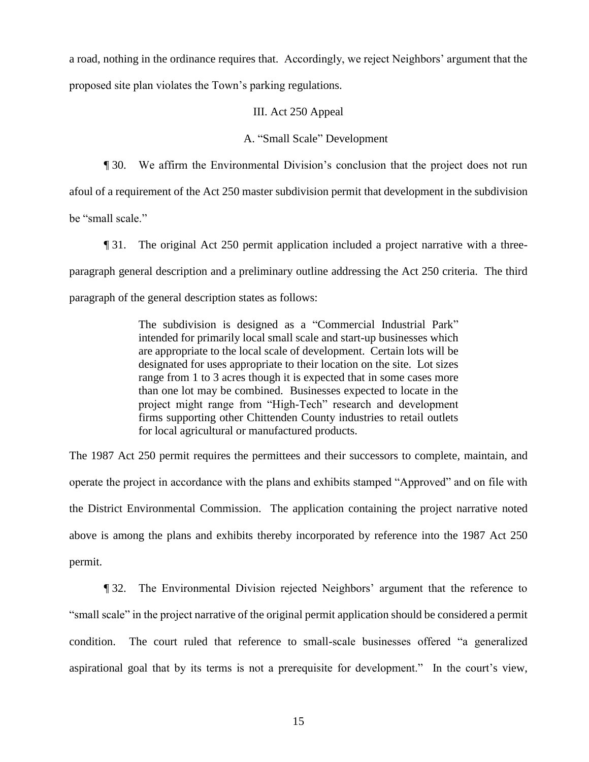a road, nothing in the ordinance requires that. Accordingly, we reject Neighbors' argument that the proposed site plan violates the Town's parking regulations.

### III. Act 250 Appeal

#### A. "Small Scale" Development

¶ 30. We affirm the Environmental Division's conclusion that the project does not run afoul of a requirement of the Act 250 master subdivision permit that development in the subdivision be "small scale."

¶ 31. The original Act 250 permit application included a project narrative with a three-paragraph general description and a preliminary outline addressing the Act 250 criteria. The third paragraph of the general description states as follows:

> The subdivision is designed as a "Commercial Industrial Park" intended for primarily local small scale and start-up businesses which are appropriate to the local scale of development. Certain lots will be designated for uses appropriate to their location on the site. Lot sizes range from 1 to 3 acres though it is expected that in some cases more than one lot may be combined. Businesses expected to locate in the project might range from "High-Tech" research and development firms supporting other Chittenden County industries to retail outlets for local agricultural or manufactured products.

The 1987 Act 250 permit requires the permittees and their successors to complete, maintain, and operate the project in accordance with the plans and exhibits stamped "Approved" and on file with the District Environmental Commission. The application containing the project narrative noted above is among the plans and exhibits thereby incorporated by reference into the 1987 Act 250 permit.

¶ 32. The Environmental Division rejected Neighbors' argument that the reference to "small scale" in the project narrative of the original permit application should be considered a permit condition. The court ruled that reference to small-scale businesses offered "a generalized aspirational goal that by its terms is not a prerequisite for development." In the court's view,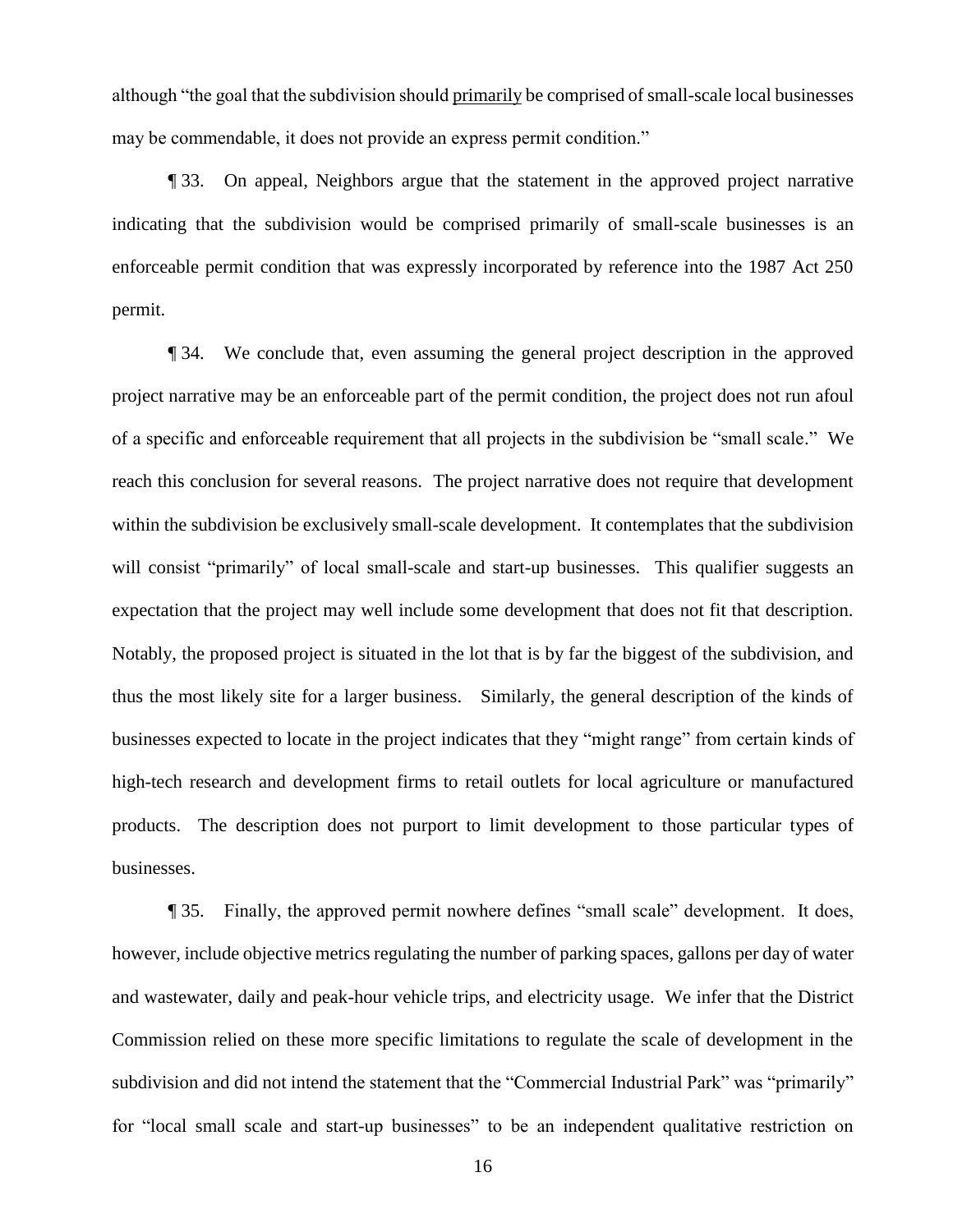although "the goal that the subdivision should primarily be comprised of small-scale local businesses may be commendable, it does not provide an express permit condition."

¶ 33. On appeal, Neighbors argue that the statement in the approved project narrative indicating that the subdivision would be comprised primarily of small-scale businesses is an enforceable permit condition that was expressly incorporated by reference into the 1987 Act 250 permit.

¶ 34. We conclude that, even assuming the general project description in the approved project narrative may be an enforceable part of the permit condition, the project does not run afoul of a specific and enforceable requirement that all projects in the subdivision be "small scale." We reach this conclusion for several reasons. The project narrative does not require that development within the subdivision be exclusively small-scale development. It contemplates that the subdivision will consist "primarily" of local small-scale and start-up businesses. This qualifier suggests an expectation that the project may well include some development that does not fit that description. Notably, the proposed project is situated in the lot that is by far the biggest of the subdivision, and thus the most likely site for a larger business. Similarly, the general description of the kinds of businesses expected to locate in the project indicates that they "might range" from certain kinds of high-tech research and development firms to retail outlets for local agriculture or manufactured products. The description does not purport to limit development to those particular types of businesses.

¶ 35. Finally, the approved permit nowhere defines "small scale" development. It does, however, include objective metrics regulating the number of parking spaces, gallons per day of water and wastewater, daily and peak-hour vehicle trips, and electricity usage. We infer that the District Commission relied on these more specific limitations to regulate the scale of development in the subdivision and did not intend the statement that the "Commercial Industrial Park" was "primarily" for "local small scale and start-up businesses" to be an independent qualitative restriction on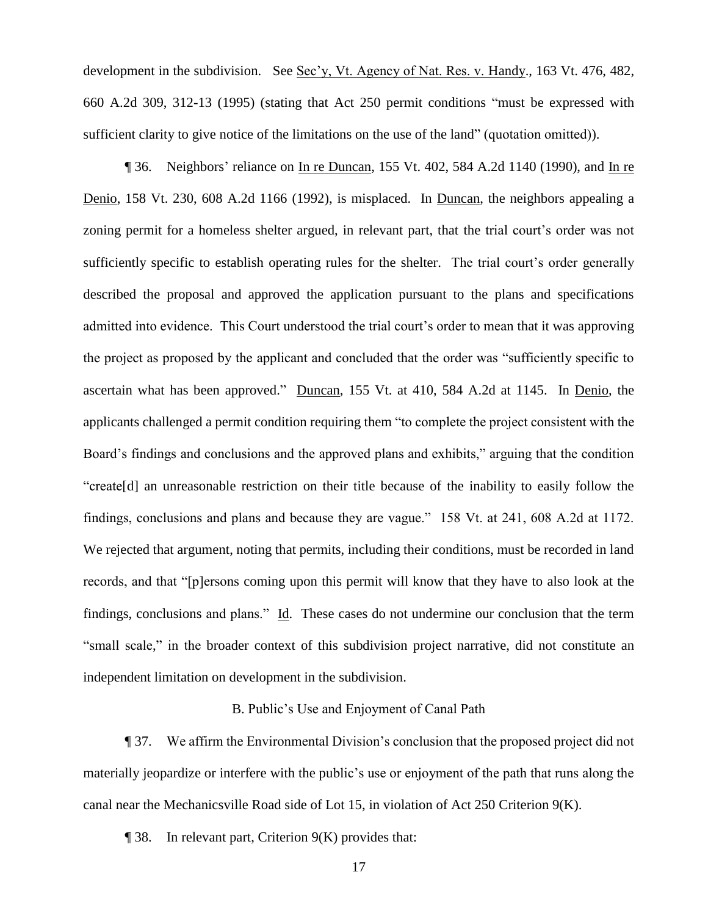development in the subdivision. See Sec'y, Vt. Agency of Nat. Res. v. Handy., 163 Vt. 476, 482, 660 A.2d 309, 312-13 (1995) (stating that Act 250 permit conditions "must be expressed with sufficient clarity to give notice of the limitations on the use of the land" (quotation omitted)).

¶ 36. Neighbors' reliance on In re Duncan, 155 Vt. 402, 584 A.2d 1140 (1990), and In re Denio, 158 Vt. 230, 608 A.2d 1166 (1992), is misplaced. In Duncan, the neighbors appealing a zoning permit for a homeless shelter argued, in relevant part, that the trial court's order was not sufficiently specific to establish operating rules for the shelter. The trial court's order generally described the proposal and approved the application pursuant to the plans and specifications admitted into evidence. This Court understood the trial court's order to mean that it was approving the project as proposed by the applicant and concluded that the order was "sufficiently specific to ascertain what has been approved." Duncan, 155 Vt. at 410, 584 A.2d at 1145. In Denio, the applicants challenged a permit condition requiring them "to complete the project consistent with the Board's findings and conclusions and the approved plans and exhibits," arguing that the condition "create[d] an unreasonable restriction on their title because of the inability to easily follow the findings, conclusions and plans and because they are vague." 158 Vt. at 241, 608 A.2d at 1172. We rejected that argument, noting that permits, including their conditions, must be recorded in land records, and that "[p]ersons coming upon this permit will know that they have to also look at the findings, conclusions and plans." Id. These cases do not undermine our conclusion that the term "small scale," in the broader context of this subdivision project narrative, did not constitute an independent limitation on development in the subdivision.

### B. Public's Use and Enjoyment of Canal Path

¶ 37. We affirm the Environmental Division's conclusion that the proposed project did not materially jeopardize or interfere with the public's use or enjoyment of the path that runs along the canal near the Mechanicsville Road side of Lot 15, in violation of Act 250 Criterion 9(K).

¶ 38. In relevant part, Criterion 9(K) provides that: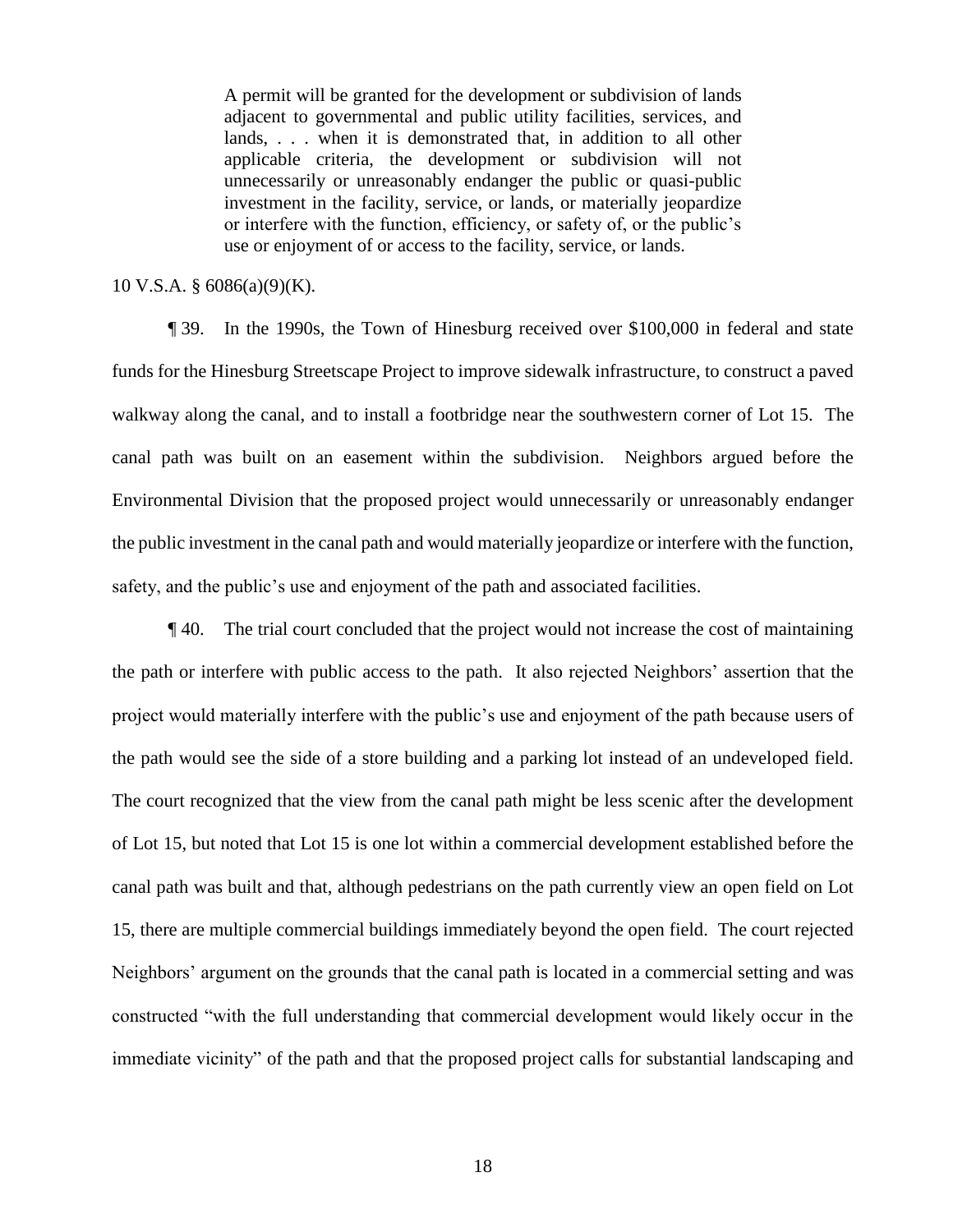> A permit will be granted for the development or subdivision of lands adjacent to governmental and public utility facilities, services, and lands, . . . when it is demonstrated that, in addition to all other applicable criteria, the development or subdivision will not unnecessarily or unreasonably endanger the public or quasi-public investment in the facility, service, or lands, or materially jeopardize or interfere with the function, efficiency, or safety of, or the public's use or enjoyment of or access to the facility, service, or lands.

10 V.S.A. § 6086(a)(9)(K).

¶ 39. In the 1990s, the Town of Hinesburg received over $100,000 in federal and state funds for the Hinesburg Streetscape Project to improve sidewalk infrastructure, to construct a paved walkway along the canal, and to install a footbridge near the southwestern corner of Lot 15. The canal path was built on an easement within the subdivision. Neighbors argued before the Environmental Division that the proposed project would unnecessarily or unreasonably endanger the public investment in the canal path and would materially jeopardize or interfere with the function, safety, and the public's use and enjoyment of the path and associated facilities.

¶ 40. The trial court concluded that the project would not increase the cost of maintaining the path or interfere with public access to the path. It also rejected Neighbors' assertion that the project would materially interfere with the public's use and enjoyment of the path because users of the path would see the side of a store building and a parking lot instead of an undeveloped field. The court recognized that the view from the canal path might be less scenic after the development of Lot 15, but noted that Lot 15 is one lot within a commercial development established before the canal path was built and that, although pedestrians on the path currently view an open field on Lot 15, there are multiple commercial buildings immediately beyond the open field. The court rejected Neighbors' argument on the grounds that the canal path is located in a commercial setting and was constructed "with the full understanding that commercial development would likely occur in the immediate vicinity" of the path and that the proposed project calls for substantial landscaping and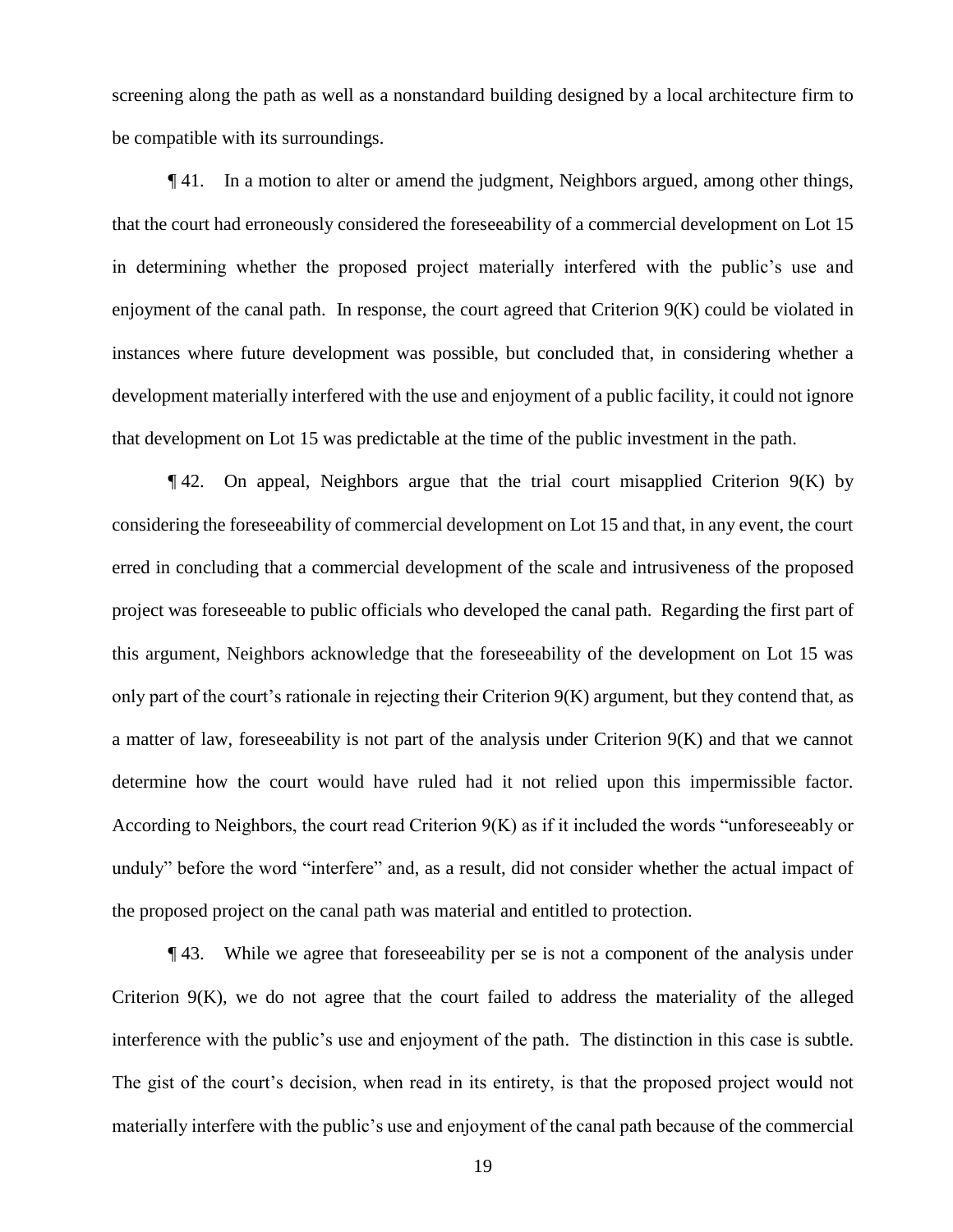screening along the path as well as a nonstandard building designed by a local architecture firm to be compatible with its surroundings.

¶ 41. In a motion to alter or amend the judgment, Neighbors argued, among other things, that the court had erroneously considered the foreseeability of a commercial development on Lot 15 in determining whether the proposed project materially interfered with the public's use and enjoyment of the canal path. In response, the court agreed that Criterion 9(K) could be violated in instances where future development was possible, but concluded that, in considering whether a development materially interfered with the use and enjoyment of a public facility, it could not ignore that development on Lot 15 was predictable at the time of the public investment in the path.

¶ 42. On appeal, Neighbors argue that the trial court misapplied Criterion 9(K) by considering the foreseeability of commercial development on Lot 15 and that, in any event, the court erred in concluding that a commercial development of the scale and intrusiveness of the proposed project was foreseeable to public officials who developed the canal path. Regarding the first part of this argument, Neighbors acknowledge that the foreseeability of the development on Lot 15 was only part of the court's rationale in rejecting their Criterion 9(K) argument, but they contend that, as a matter of law, foreseeability is not part of the analysis under Criterion 9(K) and that we cannot determine how the court would have ruled had it not relied upon this impermissible factor. According to Neighbors, the court read Criterion 9(K) as if it included the words "unforeseeably or unduly" before the word "interfere" and, as a result, did not consider whether the actual impact of the proposed project on the canal path was material and entitled to protection.

¶ 43. While we agree that foreseeability per se is not a component of the analysis under Criterion 9(K), we do not agree that the court failed to address the materiality of the alleged interference with the public's use and enjoyment of the path. The distinction in this case is subtle. The gist of the court's decision, when read in its entirety, is that the proposed project would not materially interfere with the public's use and enjoyment of the canal path because of the commercial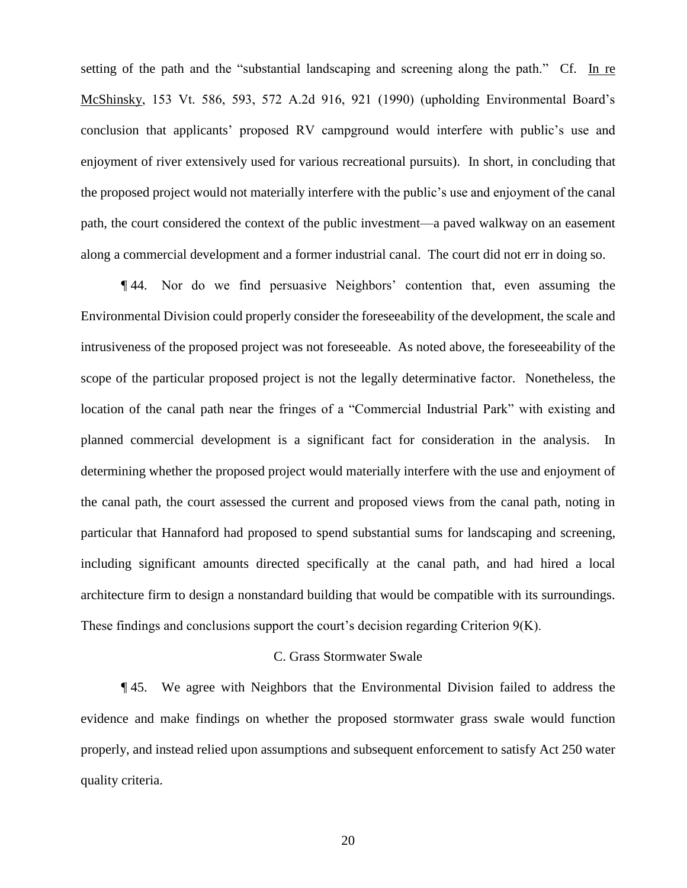setting of the path and the "substantial landscaping and screening along the path." Cf. In re McShinsky, 153 Vt. 586, 593, 572 A.2d 916, 921 (1990) (upholding Environmental Board's conclusion that applicants' proposed RV campground would interfere with public's use and enjoyment of river extensively used for various recreational pursuits). In short, in concluding that the proposed project would not materially interfere with the public's use and enjoyment of the canal path, the court considered the context of the public investment—a paved walkway on an easement along a commercial development and a former industrial canal. The court did not err in doing so.

¶ 44. Nor do we find persuasive Neighbors' contention that, even assuming the Environmental Division could properly consider the foreseeability of the development, the scale and intrusiveness of the proposed project was not foreseeable. As noted above, the foreseeability of the scope of the particular proposed project is not the legally determinative factor. Nonetheless, the location of the canal path near the fringes of a "Commercial Industrial Park" with existing and planned commercial development is a significant fact for consideration in the analysis. In determining whether the proposed project would materially interfere with the use and enjoyment of the canal path, the court assessed the current and proposed views from the canal path, noting in particular that Hannaford had proposed to spend substantial sums for landscaping and screening, including significant amounts directed specifically at the canal path, and had hired a local architecture firm to design a nonstandard building that would be compatible with its surroundings. These findings and conclusions support the court's decision regarding Criterion 9(K).

### C. Grass Stormwater Swale

¶ 45. We agree with Neighbors that the Environmental Division failed to address the evidence and make findings on whether the proposed stormwater grass swale would function properly, and instead relied upon assumptions and subsequent enforcement to satisfy Act 250 water quality criteria.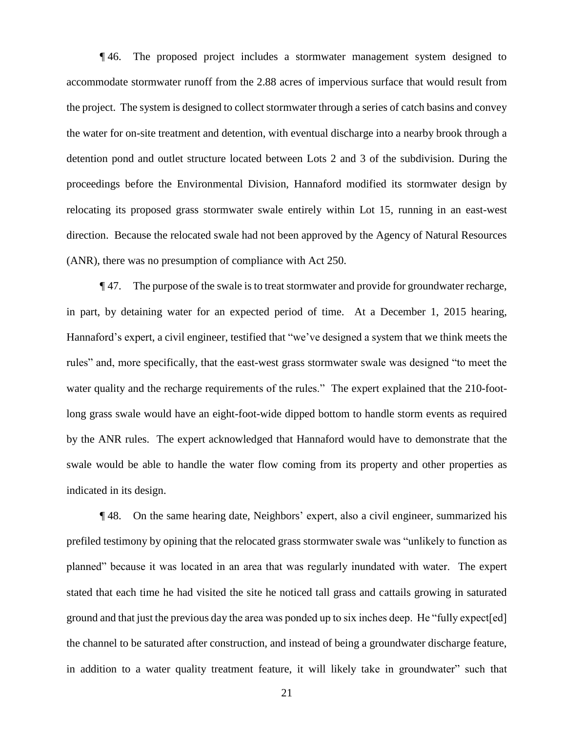¶ 46. The proposed project includes a stormwater management system designed to accommodate stormwater runoff from the 2.88 acres of impervious surface that would result from the project. The system is designed to collect stormwater through a series of catch basins and convey the water for on-site treatment and detention, with eventual discharge into a nearby brook through a detention pond and outlet structure located between Lots 2 and 3 of the subdivision. During the proceedings before the Environmental Division, Hannaford modified its stormwater design by relocating its proposed grass stormwater swale entirely within Lot 15, running in an east-west direction. Because the relocated swale had not been approved by the Agency of Natural Resources (ANR), there was no presumption of compliance with Act 250.

¶ 47. The purpose of the swale is to treat stormwater and provide for groundwater recharge, in part, by detaining water for an expected period of time. At a December 1, 2015 hearing, Hannaford's expert, a civil engineer, testified that "we've designed a system that we think meets the rules" and, more specifically, that the east-west grass stormwater swale was designed "to meet the water quality and the recharge requirements of the rules." The expert explained that the 210-foot-long grass swale would have an eight-foot-wide dipped bottom to handle storm events as required by the ANR rules. The expert acknowledged that Hannaford would have to demonstrate that the swale would be able to handle the water flow coming from its property and other properties as indicated in its design.

¶ 48. On the same hearing date, Neighbors' expert, also a civil engineer, summarized his prefiled testimony by opining that the relocated grass stormwater swale was "unlikely to function as planned" because it was located in an area that was regularly inundated with water. The expert stated that each time he had visited the site he noticed tall grass and cattails growing in saturated ground and that just the previous day the area was ponded up to six inches deep. He "fully expect[ed] the channel to be saturated after construction, and instead of being a groundwater discharge feature, in addition to a water quality treatment feature, it will likely take in groundwater" such that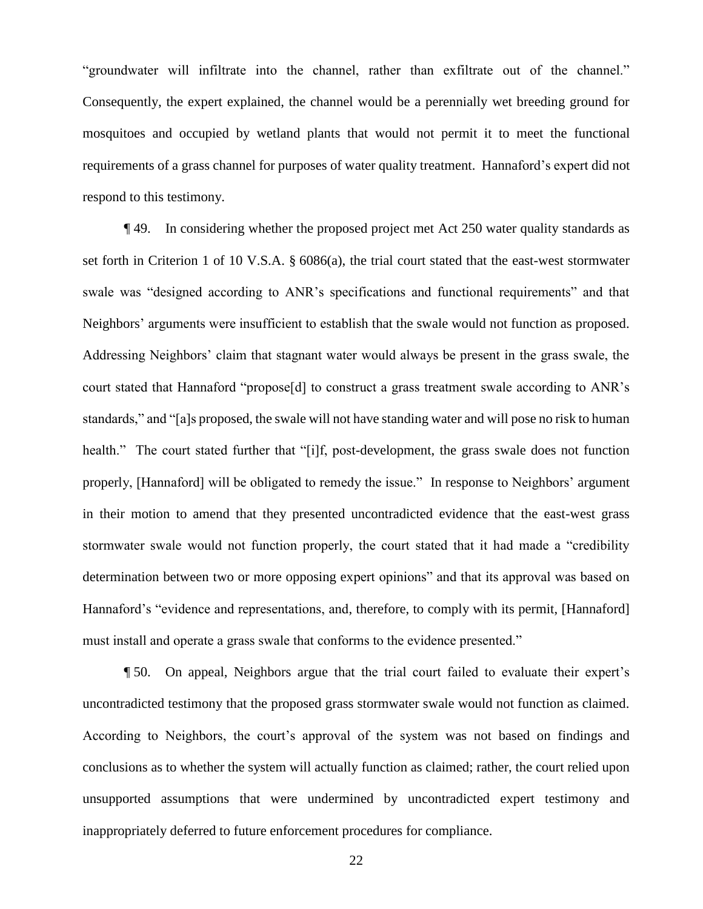"groundwater will infiltrate into the channel, rather than exfiltrate out of the channel." Consequently, the expert explained, the channel would be a perennially wet breeding ground for mosquitoes and occupied by wetland plants that would not permit it to meet the functional requirements of a grass channel for purposes of water quality treatment. Hannaford's expert did not respond to this testimony.

¶ 49. In considering whether the proposed project met Act 250 water quality standards as set forth in Criterion 1 of 10 V.S.A. § 6086(a), the trial court stated that the east-west stormwater swale was "designed according to ANR's specifications and functional requirements" and that Neighbors' arguments were insufficient to establish that the swale would not function as proposed. Addressing Neighbors' claim that stagnant water would always be present in the grass swale, the court stated that Hannaford "propose[d] to construct a grass treatment swale according to ANR's standards," and "[a]s proposed, the swale will not have standing water and will pose no risk to human health." The court stated further that "[i]f, post-development, the grass swale does not function properly, [Hannaford] will be obligated to remedy the issue." In response to Neighbors' argument in their motion to amend that they presented uncontradicted evidence that the east-west grass stormwater swale would not function properly, the court stated that it had made a "credibility determination between two or more opposing expert opinions" and that its approval was based on Hannaford's "evidence and representations, and, therefore, to comply with its permit, [Hannaford] must install and operate a grass swale that conforms to the evidence presented."

¶ 50. On appeal, Neighbors argue that the trial court failed to evaluate their expert's uncontradicted testimony that the proposed grass stormwater swale would not function as claimed. According to Neighbors, the court's approval of the system was not based on findings and conclusions as to whether the system will actually function as claimed; rather, the court relied upon unsupported assumptions that were undermined by uncontradicted expert testimony and inappropriately deferred to future enforcement procedures for compliance.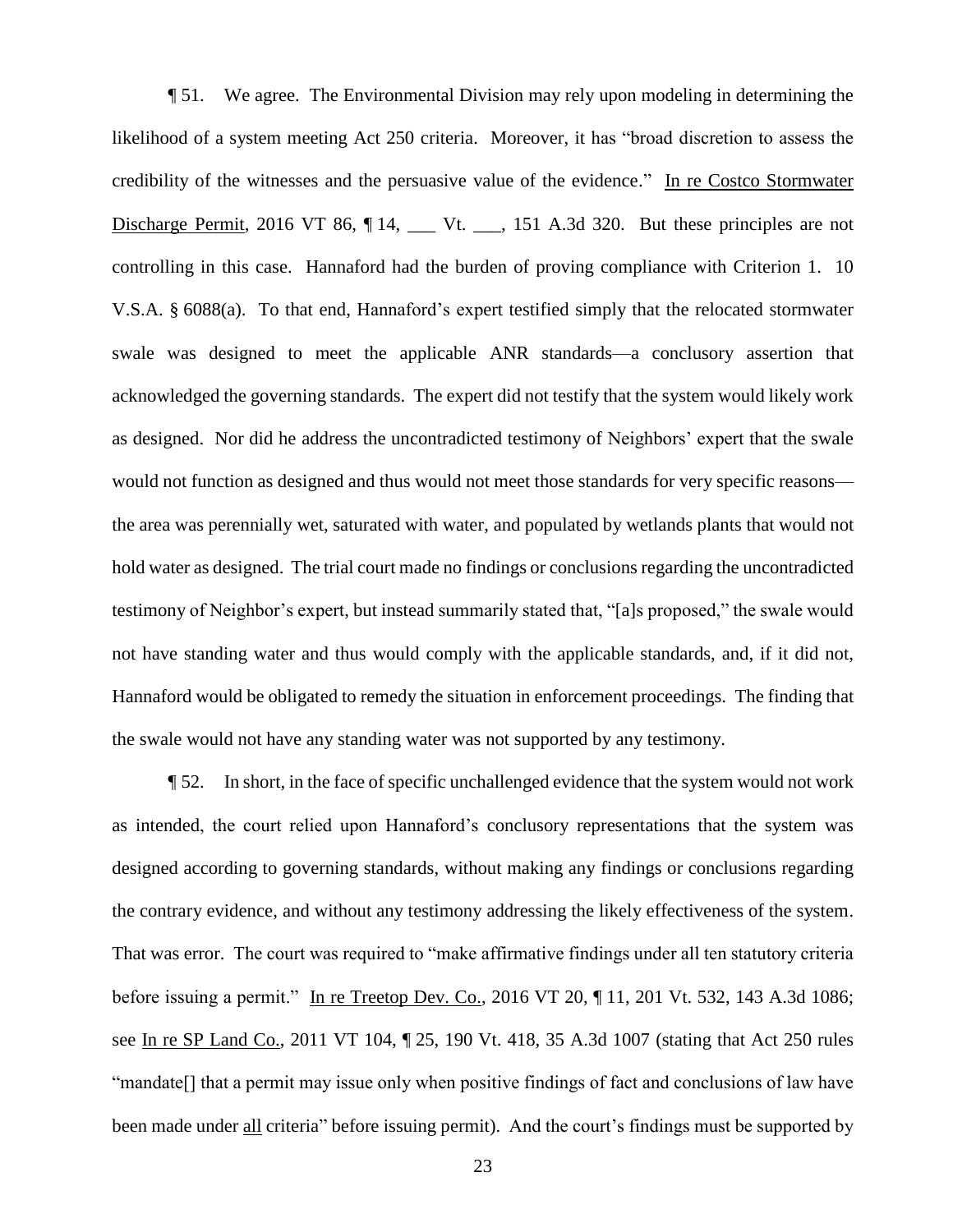¶ 51. We agree. The Environmental Division may rely upon modeling in determining the likelihood of a system meeting Act 250 criteria. Moreover, it has "broad discretion to assess the credibility of the witnesses and the persuasive value of the evidence." In re Costco Stormwater Discharge Permit, 2016 VT 86, ¶ 14, ___ Vt. ___, 151 A.3d 320. But these principles are not controlling in this case. Hannaford had the burden of proving compliance with Criterion 1. 10 V.S.A. § 6088(a). To that end, Hannaford's expert testified simply that the relocated stormwater swale was designed to meet the applicable ANR standards—a conclusory assertion that acknowledged the governing standards. The expert did not testify that the system would likely work as designed. Nor did he address the uncontradicted testimony of Neighbors' expert that the swale would not function as designed and thus would not meet those standards for very specific reasons—the area was perennially wet, saturated with water, and populated by wetlands plants that would not hold water as designed. The trial court made no findings or conclusions regarding the uncontradicted testimony of Neighbor's expert, but instead summarily stated that, "[a]s proposed," the swale would not have standing water and thus would comply with the applicable standards, and, if it did not, Hannaford would be obligated to remedy the situation in enforcement proceedings. The finding that the swale would not have any standing water was not supported by any testimony.

¶ 52. In short, in the face of specific unchallenged evidence that the system would not work as intended, the court relied upon Hannaford's conclusory representations that the system was designed according to governing standards, without making any findings or conclusions regarding the contrary evidence, and without any testimony addressing the likely effectiveness of the system. That was error. The court was required to "make affirmative findings under all ten statutory criteria before issuing a permit." In re Treetop Dev. Co., 2016 VT 20, ¶ 11, 201 Vt. 532, 143 A.3d 1086; see In re SP Land Co., 2011 VT 104, ¶ 25, 190 Vt. 418, 35 A.3d 1007 (stating that Act 250 rules "mandate[] that a permit may issue only when positive findings of fact and conclusions of law have been made under all criteria" before issuing permit). And the court's findings must be supported by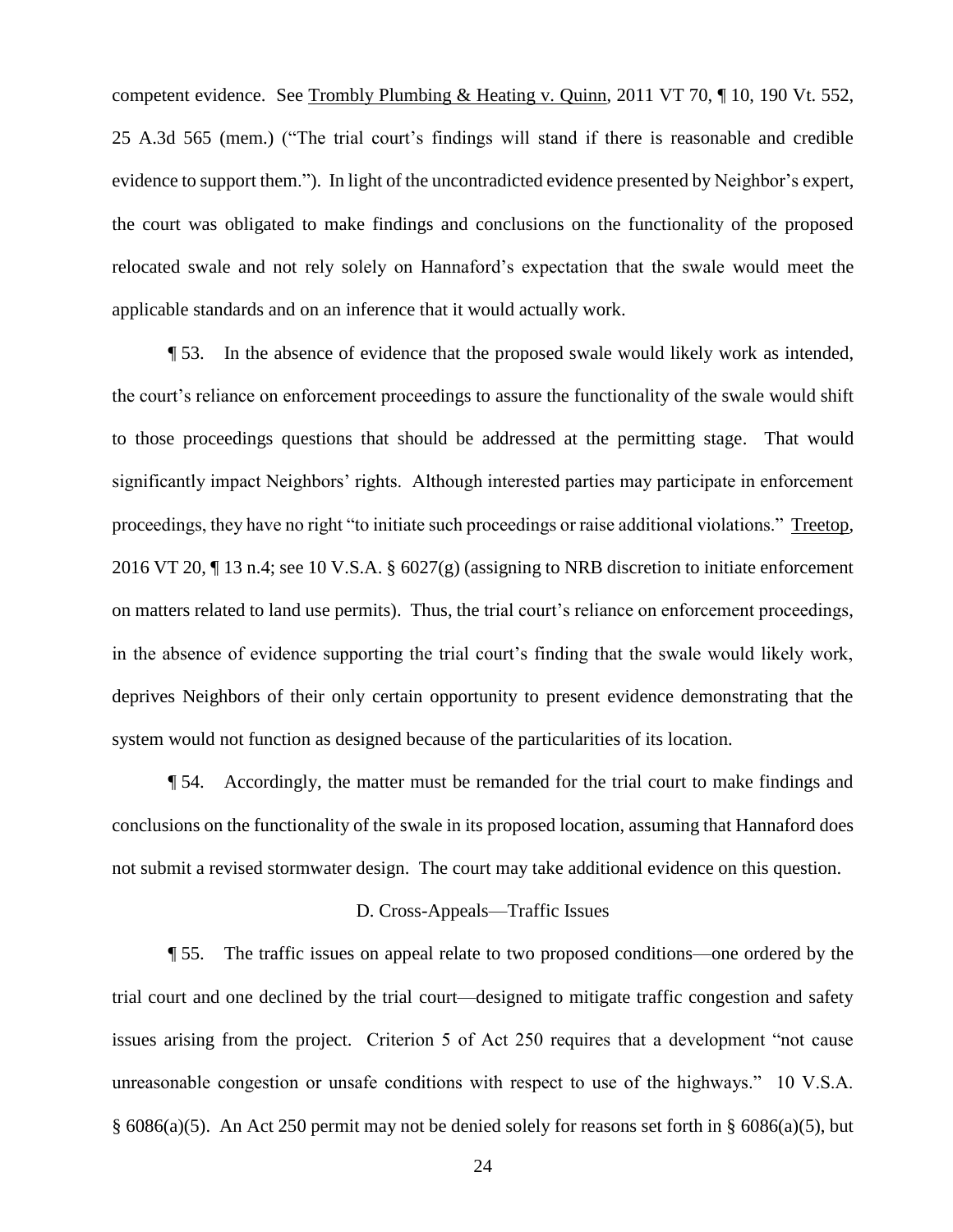competent evidence. See Trombly Plumbing & Heating v. Quinn, 2011 VT 70, ¶ 10, 190 Vt. 552, 25 A.3d 565 (mem.) ("The trial court's findings will stand if there is reasonable and credible evidence to support them."). In light of the uncontradicted evidence presented by Neighbor's expert, the court was obligated to make findings and conclusions on the functionality of the proposed relocated swale and not rely solely on Hannaford's expectation that the swale would meet the applicable standards and on an inference that it would actually work.

¶ 53. In the absence of evidence that the proposed swale would likely work as intended, the court's reliance on enforcement proceedings to assure the functionality of the swale would shift to those proceedings questions that should be addressed at the permitting stage. That would significantly impact Neighbors' rights. Although interested parties may participate in enforcement proceedings, they have no right "to initiate such proceedings or raise additional violations." Treetop, 2016 VT 20, ¶ 13 n.4; see 10 V.S.A. § 6027(g) (assigning to NRB discretion to initiate enforcement on matters related to land use permits). Thus, the trial court's reliance on enforcement proceedings, in the absence of evidence supporting the trial court's finding that the swale would likely work, deprives Neighbors of their only certain opportunity to present evidence demonstrating that the system would not function as designed because of the particularities of its location.

¶ 54. Accordingly, the matter must be remanded for the trial court to make findings and conclusions on the functionality of the swale in its proposed location, assuming that Hannaford does not submit a revised stormwater design. The court may take additional evidence on this question.

### D. Cross-Appeals—Traffic Issues

¶ 55. The traffic issues on appeal relate to two proposed conditions—one ordered by the trial court and one declined by the trial court—designed to mitigate traffic congestion and safety issues arising from the project. Criterion 5 of Act 250 requires that a development "not cause unreasonable congestion or unsafe conditions with respect to use of the highways." 10 V.S.A. § 6086(a)(5). An Act 250 permit may not be denied solely for reasons set forth in § 6086(a)(5), but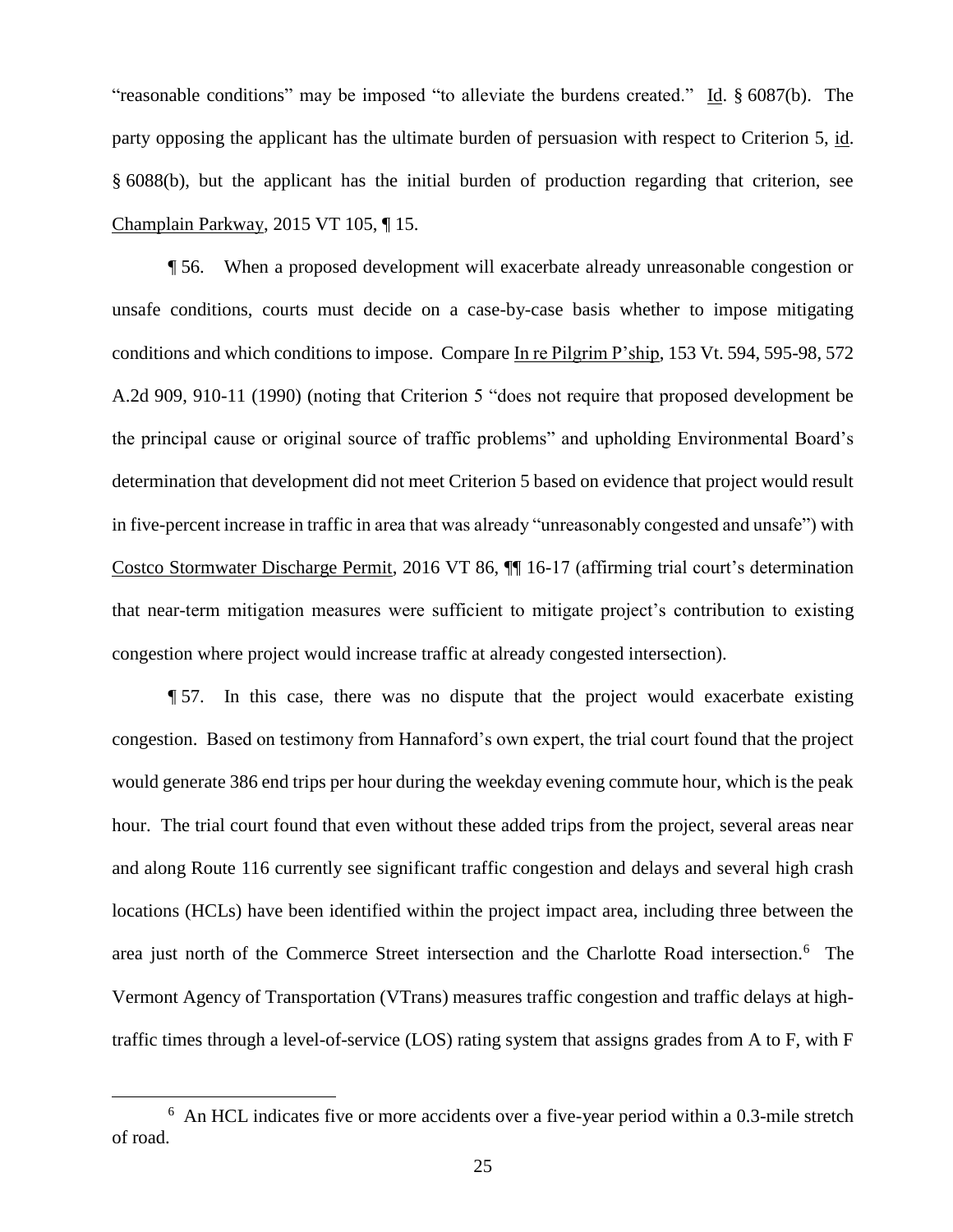"reasonable conditions" may be imposed "to alleviate the burdens created." Id. § 6087(b). The party opposing the applicant has the ultimate burden of persuasion with respect to Criterion 5, id. § 6088(b), but the applicant has the initial burden of production regarding that criterion, see Champlain Parkway, 2015 VT 105, ¶ 15.

¶ 56. When a proposed development will exacerbate already unreasonable congestion or unsafe conditions, courts must decide on a case-by-case basis whether to impose mitigating conditions and which conditions to impose. Compare In re Pilgrim P'ship, 153 Vt. 594, 595-98, 572 A.2d 909, 910-11 (1990) (noting that Criterion 5 "does not require that proposed development be the principal cause or original source of traffic problems" and upholding Environmental Board's determination that development did not meet Criterion 5 based on evidence that project would result in five-percent increase in traffic in area that was already "unreasonably congested and unsafe") with Costco Stormwater Discharge Permit, 2016 VT 86, ¶¶ 16-17 (affirming trial court's determination that near-term mitigation measures were sufficient to mitigate project's contribution to existing congestion where project would increase traffic at already congested intersection).

¶ 57. In this case, there was no dispute that the project would exacerbate existing congestion. Based on testimony from Hannaford's own expert, the trial court found that the project would generate 386 end trips per hour during the weekday evening commute hour, which is the peak hour. The trial court found that even without these added trips from the project, several areas near and along Route 116 currently see significant traffic congestion and delays and several high crash locations (HCLs) have been identified within the project impact area, including three between the area just north of the Commerce Street intersection and the Charlotte Road intersection.[6] The Vermont Agency of Transportation (VTrans) measures traffic congestion and traffic delays at high-traffic times through a level-of-service (LOS) rating system that assigns grades from A to F, with F

[6] An HCL indicates five or more accidents over a five-year period within a 0.3-mile stretch of road.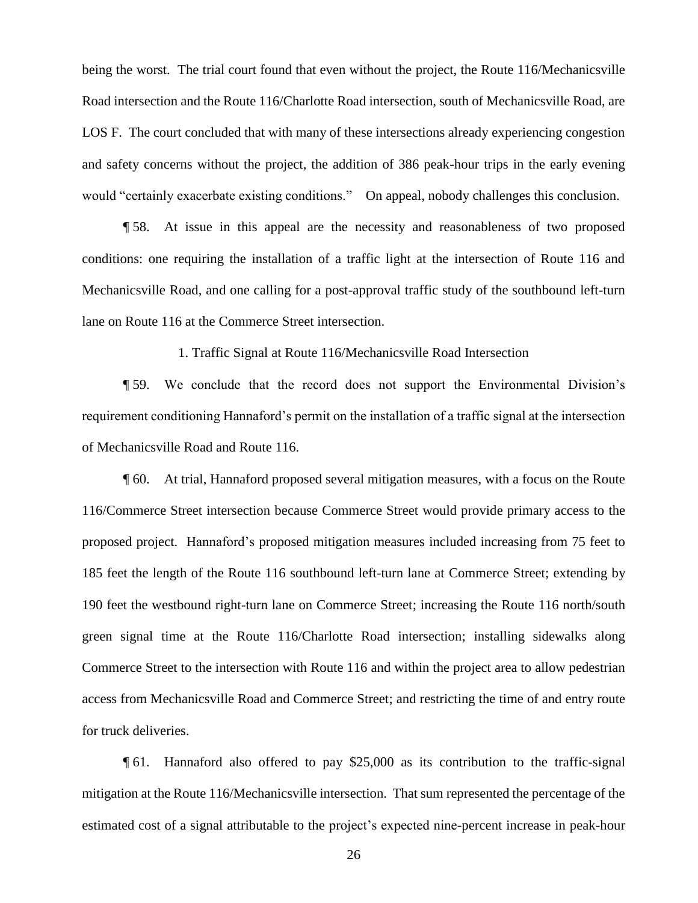being the worst. The trial court found that even without the project, the Route 116/Mechanicsville Road intersection and the Route 116/Charlotte Road intersection, south of Mechanicsville Road, are LOS F. The court concluded that with many of these intersections already experiencing congestion and safety concerns without the project, the addition of 386 peak-hour trips in the early evening would "certainly exacerbate existing conditions." On appeal, nobody challenges this conclusion.

¶ 58. At issue in this appeal are the necessity and reasonableness of two proposed conditions: one requiring the installation of a traffic light at the intersection of Route 116 and Mechanicsville Road, and one calling for a post-approval traffic study of the southbound left-turn lane on Route 116 at the Commerce Street intersection.

### 1. Traffic Signal at Route 116/Mechanicsville Road Intersection

¶ 59. We conclude that the record does not support the Environmental Division's requirement conditioning Hannaford's permit on the installation of a traffic signal at the intersection of Mechanicsville Road and Route 116.

¶ 60. At trial, Hannaford proposed several mitigation measures, with a focus on the Route 116/Commerce Street intersection because Commerce Street would provide primary access to the proposed project. Hannaford's proposed mitigation measures included increasing from 75 feet to 185 feet the length of the Route 116 southbound left-turn lane at Commerce Street; extending by 190 feet the westbound right-turn lane on Commerce Street; increasing the Route 116 north/south green signal time at the Route 116/Charlotte Road intersection; installing sidewalks along Commerce Street to the intersection with Route 116 and within the project area to allow pedestrian access from Mechanicsville Road and Commerce Street; and restricting the time of and entry route for truck deliveries.

¶ 61. Hannaford also offered to pay $25,000 as its contribution to the traffic-signal mitigation at the Route 116/Mechanicsville intersection. That sum represented the percentage of the estimated cost of a signal attributable to the project's expected nine-percent increase in peak-hour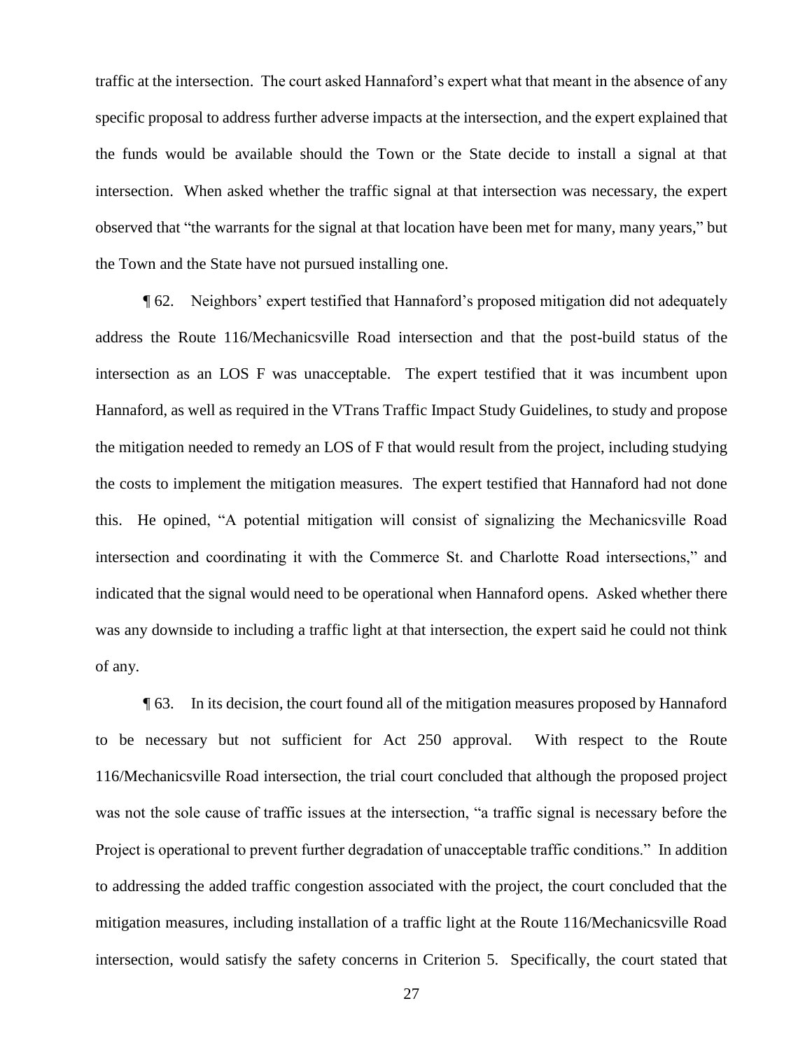traffic at the intersection. The court asked Hannaford's expert what that meant in the absence of any specific proposal to address further adverse impacts at the intersection, and the expert explained that the funds would be available should the Town or the State decide to install a signal at that intersection. When asked whether the traffic signal at that intersection was necessary, the expert observed that "the warrants for the signal at that location have been met for many, many years," but the Town and the State have not pursued installing one.

¶ 62. Neighbors' expert testified that Hannaford's proposed mitigation did not adequately address the Route 116/Mechanicsville Road intersection and that the post-build status of the intersection as an LOS F was unacceptable. The expert testified that it was incumbent upon Hannaford, as well as required in the VTrans Traffic Impact Study Guidelines, to study and propose the mitigation needed to remedy an LOS of F that would result from the project, including studying the costs to implement the mitigation measures. The expert testified that Hannaford had not done this. He opined, "A potential mitigation will consist of signalizing the Mechanicsville Road intersection and coordinating it with the Commerce St. and Charlotte Road intersections," and indicated that the signal would need to be operational when Hannaford opens. Asked whether there was any downside to including a traffic light at that intersection, the expert said he could not think of any.

¶ 63. In its decision, the court found all of the mitigation measures proposed by Hannaford to be necessary but not sufficient for Act 250 approval. With respect to the Route 116/Mechanicsville Road intersection, the trial court concluded that although the proposed project was not the sole cause of traffic issues at the intersection, "a traffic signal is necessary before the Project is operational to prevent further degradation of unacceptable traffic conditions." In addition to addressing the added traffic congestion associated with the project, the court concluded that the mitigation measures, including installation of a traffic light at the Route 116/Mechanicsville Road intersection, would satisfy the safety concerns in Criterion 5. Specifically, the court stated that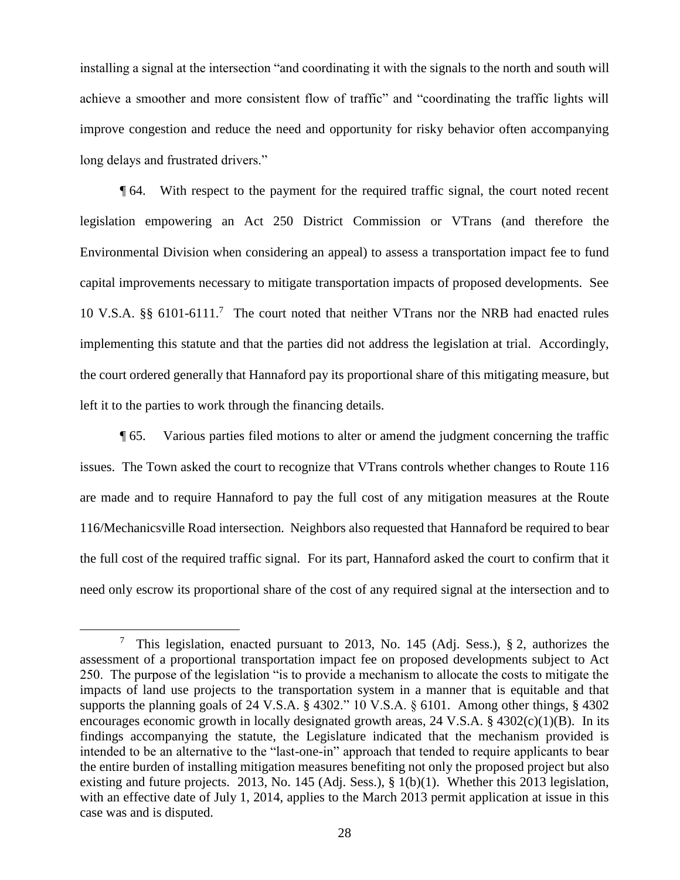installing a signal at the intersection "and coordinating it with the signals to the north and south will achieve a smoother and more consistent flow of traffic" and "coordinating the traffic lights will improve congestion and reduce the need and opportunity for risky behavior often accompanying long delays and frustrated drivers."

¶ 64. With respect to the payment for the required traffic signal, the court noted recent legislation empowering an Act 250 District Commission or VTrans (and therefore the Environmental Division when considering an appeal) to assess a transportation impact fee to fund capital improvements necessary to mitigate transportation impacts of proposed developments. See 10 V.S.A. §§ 6101-6111.[7] The court noted that neither VTrans nor the NRB had enacted rules implementing this statute and that the parties did not address the legislation at trial. Accordingly, the court ordered generally that Hannaford pay its proportional share of this mitigating measure, but left it to the parties to work through the financing details.

¶ 65. Various parties filed motions to alter or amend the judgment concerning the traffic issues. The Town asked the court to recognize that VTrans controls whether changes to Route 116 are made and to require Hannaford to pay the full cost of any mitigation measures at the Route 116/Mechanicsville Road intersection. Neighbors also requested that Hannaford be required to bear the full cost of the required traffic signal. For its part, Hannaford asked the court to confirm that it need only escrow its proportional share of the cost of any required signal at the intersection and to

---

[7] This legislation, enacted pursuant to 2013, No. 145 (Adj. Sess.), § 2, authorizes the assessment of a proportional transportation impact fee on proposed developments subject to Act 250. The purpose of the legislation "is to provide a mechanism to allocate the costs to mitigate the impacts of land use projects to the transportation system in a manner that is equitable and that supports the planning goals of 24 V.S.A. § 4302." 10 V.S.A. § 6101. Among other things, § 4302 encourages economic growth in locally designated growth areas, 24 V.S.A. § 4302(c)(1)(B). In its findings accompanying the statute, the Legislature indicated that the mechanism provided is intended to be an alternative to the "last-one-in" approach that tended to require applicants to bear the entire burden of installing mitigation measures benefiting not only the proposed project but also existing and future projects. 2013, No. 145 (Adj. Sess.), § 1(b)(1). Whether this 2013 legislation, with an effective date of July 1, 2014, applies to the March 2013 permit application at issue in this case was and is disputed.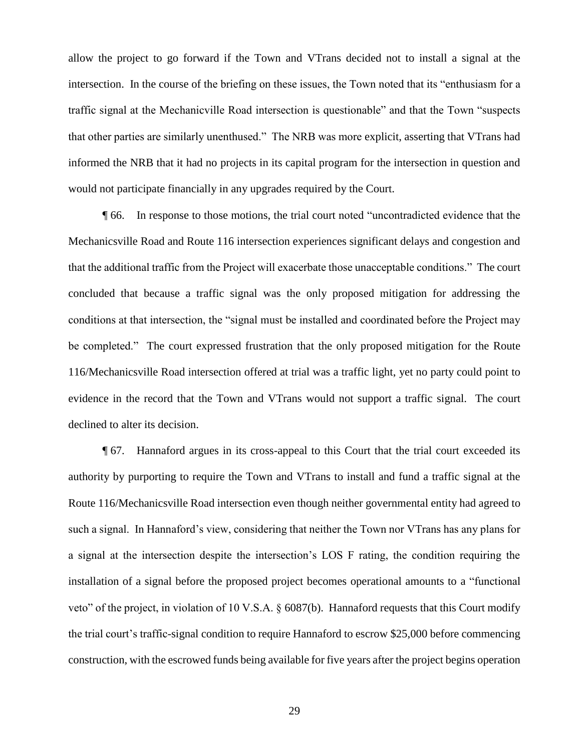allow the project to go forward if the Town and VTrans decided not to install a signal at the intersection. In the course of the briefing on these issues, the Town noted that its "enthusiasm for a traffic signal at the Mechanicville Road intersection is questionable" and that the Town "suspects that other parties are similarly unenthused." The NRB was more explicit, asserting that VTrans had informed the NRB that it had no projects in its capital program for the intersection in question and would not participate financially in any upgrades required by the Court.

¶ 66. In response to those motions, the trial court noted "uncontradicted evidence that the Mechanicsville Road and Route 116 intersection experiences significant delays and congestion and that the additional traffic from the Project will exacerbate those unacceptable conditions." The court concluded that because a traffic signal was the only proposed mitigation for addressing the conditions at that intersection, the "signal must be installed and coordinated before the Project may be completed." The court expressed frustration that the only proposed mitigation for the Route 116/Mechanicsville Road intersection offered at trial was a traffic light, yet no party could point to evidence in the record that the Town and VTrans would not support a traffic signal. The court declined to alter its decision.

¶ 67. Hannaford argues in its cross-appeal to this Court that the trial court exceeded its authority by purporting to require the Town and VTrans to install and fund a traffic signal at the Route 116/Mechanicsville Road intersection even though neither governmental entity had agreed to such a signal. In Hannaford's view, considering that neither the Town nor VTrans has any plans for a signal at the intersection despite the intersection's LOS F rating, the condition requiring the installation of a signal before the proposed project becomes operational amounts to a "functional veto" of the project, in violation of 10 V.S.A. § 6087(b). Hannaford requests that this Court modify the trial court's traffic-signal condition to require Hannaford to escrow $25,000 before commencing construction, with the escrowed funds being available for five years after the project begins operation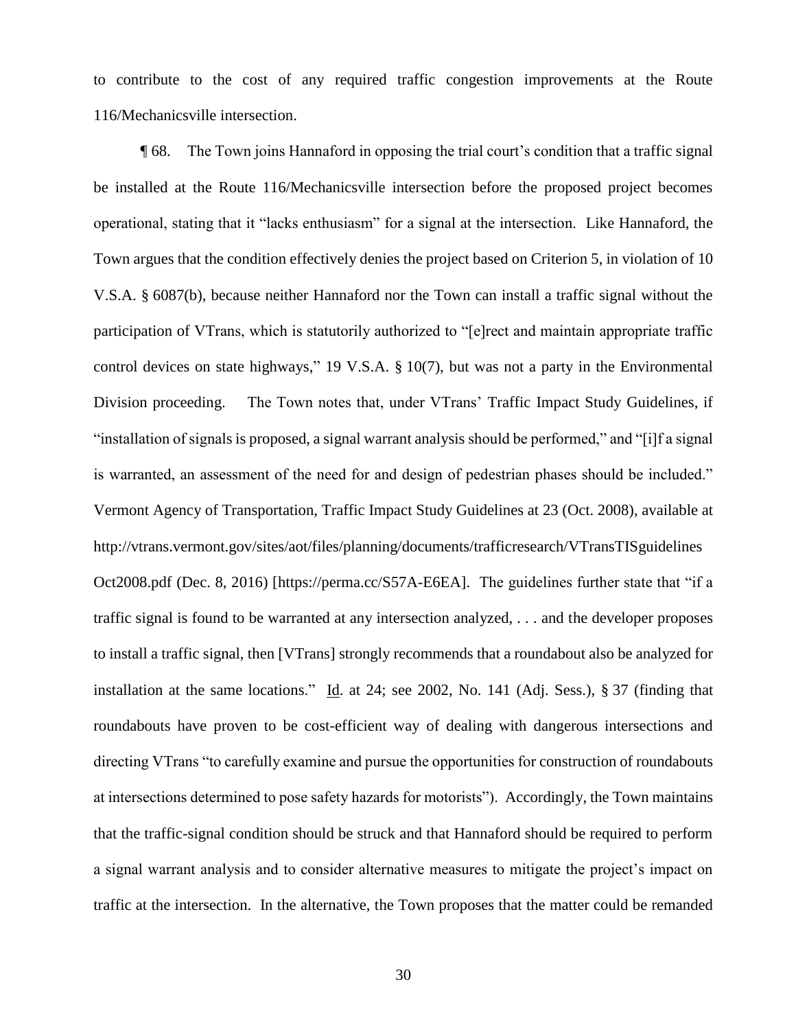to contribute to the cost of any required traffic congestion improvements at the Route 116/Mechanicsville intersection.

¶ 68. The Town joins Hannaford in opposing the trial court's condition that a traffic signal be installed at the Route 116/Mechanicsville intersection before the proposed project becomes operational, stating that it "lacks enthusiasm" for a signal at the intersection. Like Hannaford, the Town argues that the condition effectively denies the project based on Criterion 5, in violation of 10 V.S.A. § 6087(b), because neither Hannaford nor the Town can install a traffic signal without the participation of VTrans, which is statutorily authorized to "[e]rect and maintain appropriate traffic control devices on state highways," 19 V.S.A. § 10(7), but was not a party in the Environmental Division proceeding. The Town notes that, under VTrans' Traffic Impact Study Guidelines, if "installation of signals is proposed, a signal warrant analysis should be performed," and "[i]f a signal is warranted, an assessment of the need for and design of pedestrian phases should be included." Vermont Agency of Transportation, Traffic Impact Study Guidelines at 23 (Oct. 2008), available at http://vtrans.vermont.gov/sites/aot/files/planning/documents/trafficresearch/VTransTISguidelines Oct2008.pdf (Dec. 8, 2016) [https://perma.cc/S57A-E6EA]. The guidelines further state that "if a traffic signal is found to be warranted at any intersection analyzed, . . . and the developer proposes to install a traffic signal, then [VTrans] strongly recommends that a roundabout also be analyzed for installation at the same locations." Id. at 24; see 2002, No. 141 (Adj. Sess.), § 37 (finding that roundabouts have proven to be cost-efficient way of dealing with dangerous intersections and directing VTrans "to carefully examine and pursue the opportunities for construction of roundabouts at intersections determined to pose safety hazards for motorists"). Accordingly, the Town maintains that the traffic-signal condition should be struck and that Hannaford should be required to perform a signal warrant analysis and to consider alternative measures to mitigate the project's impact on traffic at the intersection. In the alternative, the Town proposes that the matter could be remanded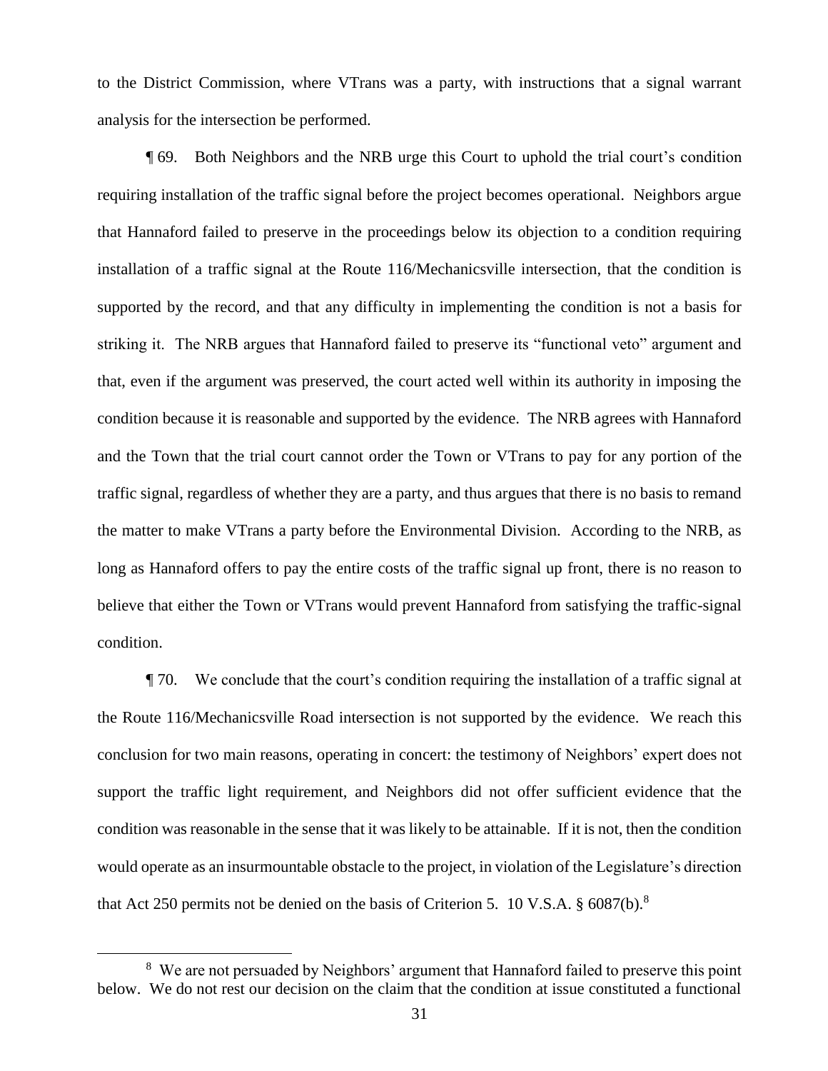to the District Commission, where VTrans was a party, with instructions that a signal warrant analysis for the intersection be performed.

¶ 69. Both Neighbors and the NRB urge this Court to uphold the trial court's condition requiring installation of the traffic signal before the project becomes operational. Neighbors argue that Hannaford failed to preserve in the proceedings below its objection to a condition requiring installation of a traffic signal at the Route 116/Mechanicsville intersection, that the condition is supported by the record, and that any difficulty in implementing the condition is not a basis for striking it. The NRB argues that Hannaford failed to preserve its "functional veto" argument and that, even if the argument was preserved, the court acted well within its authority in imposing the condition because it is reasonable and supported by the evidence. The NRB agrees with Hannaford and the Town that the trial court cannot order the Town or VTrans to pay for any portion of the traffic signal, regardless of whether they are a party, and thus argues that there is no basis to remand the matter to make VTrans a party before the Environmental Division. According to the NRB, as long as Hannaford offers to pay the entire costs of the traffic signal up front, there is no reason to believe that either the Town or VTrans would prevent Hannaford from satisfying the traffic-signal condition.

¶ 70. We conclude that the court's condition requiring the installation of a traffic signal at the Route 116/Mechanicsville Road intersection is not supported by the evidence. We reach this conclusion for two main reasons, operating in concert: the testimony of Neighbors' expert does not support the traffic light requirement, and Neighbors did not offer sufficient evidence that the condition was reasonable in the sense that it was likely to be attainable. If it is not, then the condition would operate as an insurmountable obstacle to the project, in violation of the Legislature's direction that Act 250 permits not be denied on the basis of Criterion 5. 10 V.S.A. § 6087(b).[8]

[8] We are not persuaded by Neighbors' argument that Hannaford failed to preserve this point below. We do not rest our decision on the claim that the condition at issue constituted a functional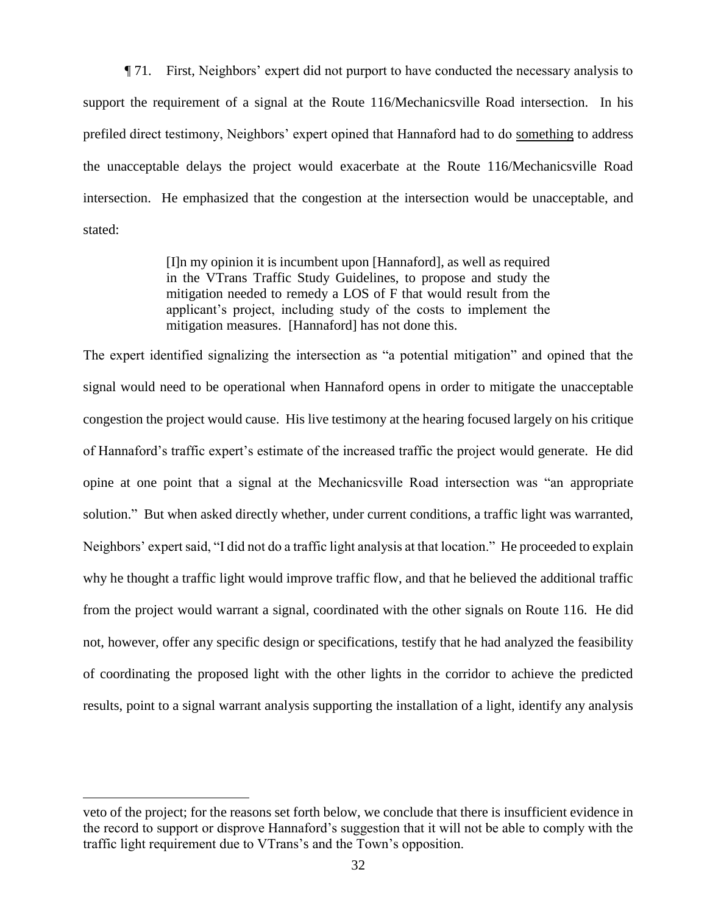¶ 71. First, Neighbors' expert did not purport to have conducted the necessary analysis to support the requirement of a signal at the Route 116/Mechanicsville Road intersection. In his prefiled direct testimony, Neighbors' expert opined that Hannaford had to do <u>something</u> to address the unacceptable delays the project would exacerbate at the Route 116/Mechanicsville Road intersection. He emphasized that the congestion at the intersection would be unacceptable, and stated:

> [I]n my opinion it is incumbent upon [Hannaford], as well as required in the VTrans Traffic Study Guidelines, to propose and study the mitigation needed to remedy a LOS of F that would result from the applicant's project, including study of the costs to implement the mitigation measures. [Hannaford] has not done this.

The expert identified signalizing the intersection as "a potential mitigation" and opined that the signal would need to be operational when Hannaford opens in order to mitigate the unacceptable congestion the project would cause. His live testimony at the hearing focused largely on his critique of Hannaford's traffic expert's estimate of the increased traffic the project would generate. He did opine at one point that a signal at the Mechanicsville Road intersection was "an appropriate solution." But when asked directly whether, under current conditions, a traffic light was warranted, Neighbors' expert said, "I did not do a traffic light analysis at that location." He proceeded to explain why he thought a traffic light would improve traffic flow, and that he believed the additional traffic from the project would warrant a signal, coordinated with the other signals on Route 116. He did not, however, offer any specific design or specifications, testify that he had analyzed the feasibility of coordinating the proposed light with the other lights in the corridor to achieve the predicted results, point to a signal warrant analysis supporting the installation of a light, identify any analysis

---

veto of the project; for the reasons set forth below, we conclude that there is insufficient evidence in the record to support or disprove Hannaford's suggestion that it will not be able to comply with the traffic light requirement due to VTrans's and the Town's opposition.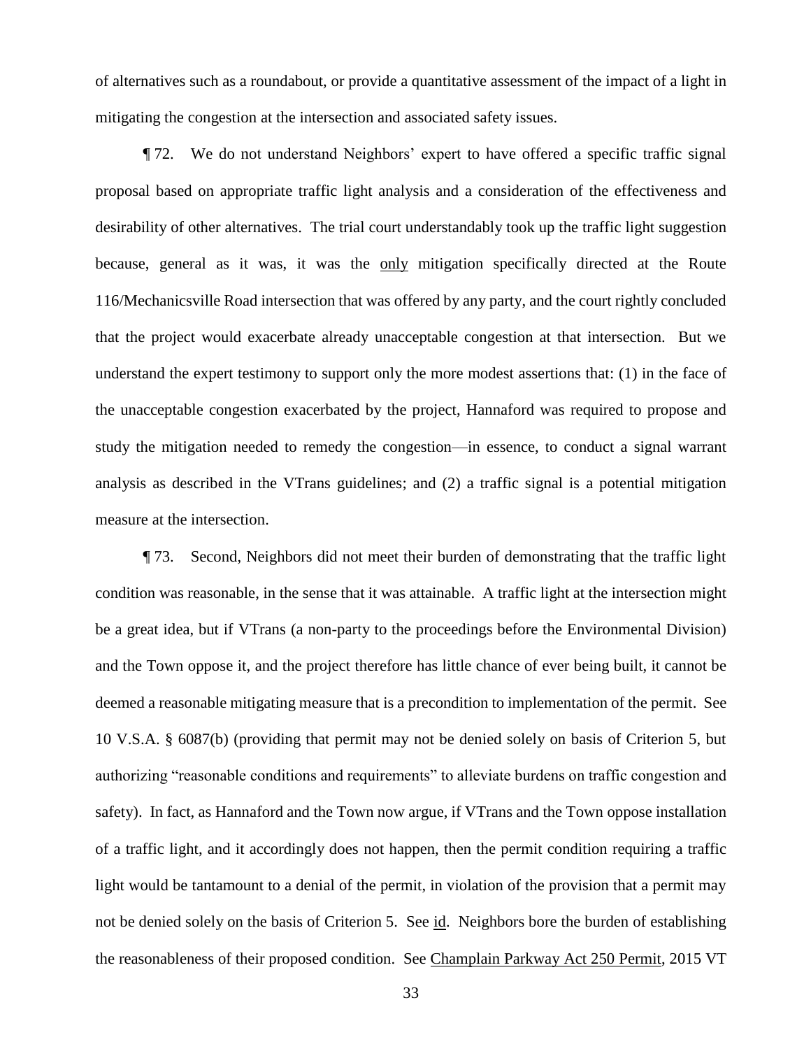of alternatives such as a roundabout, or provide a quantitative assessment of the impact of a light in mitigating the congestion at the intersection and associated safety issues.

¶ 72. We do not understand Neighbors' expert to have offered a specific traffic signal proposal based on appropriate traffic light analysis and a consideration of the effectiveness and desirability of other alternatives. The trial court understandably took up the traffic light suggestion because, general as it was, it was the only mitigation specifically directed at the Route 116/Mechanicsville Road intersection that was offered by any party, and the court rightly concluded that the project would exacerbate already unacceptable congestion at that intersection. But we understand the expert testimony to support only the more modest assertions that: (1) in the face of the unacceptable congestion exacerbated by the project, Hannaford was required to propose and study the mitigation needed to remedy the congestion—in essence, to conduct a signal warrant analysis as described in the VTrans guidelines; and (2) a traffic signal is a potential mitigation measure at the intersection.

¶ 73. Second, Neighbors did not meet their burden of demonstrating that the traffic light condition was reasonable, in the sense that it was attainable. A traffic light at the intersection might be a great idea, but if VTrans (a non-party to the proceedings before the Environmental Division) and the Town oppose it, and the project therefore has little chance of ever being built, it cannot be deemed a reasonable mitigating measure that is a precondition to implementation of the permit. See 10 V.S.A. § 6087(b) (providing that permit may not be denied solely on basis of Criterion 5, but authorizing "reasonable conditions and requirements" to alleviate burdens on traffic congestion and safety). In fact, as Hannaford and the Town now argue, if VTrans and the Town oppose installation of a traffic light, and it accordingly does not happen, then the permit condition requiring a traffic light would be tantamount to a denial of the permit, in violation of the provision that a permit may not be denied solely on the basis of Criterion 5. See id. Neighbors bore the burden of establishing the reasonableness of their proposed condition. See Champlain Parkway Act 250 Permit, 2015 VT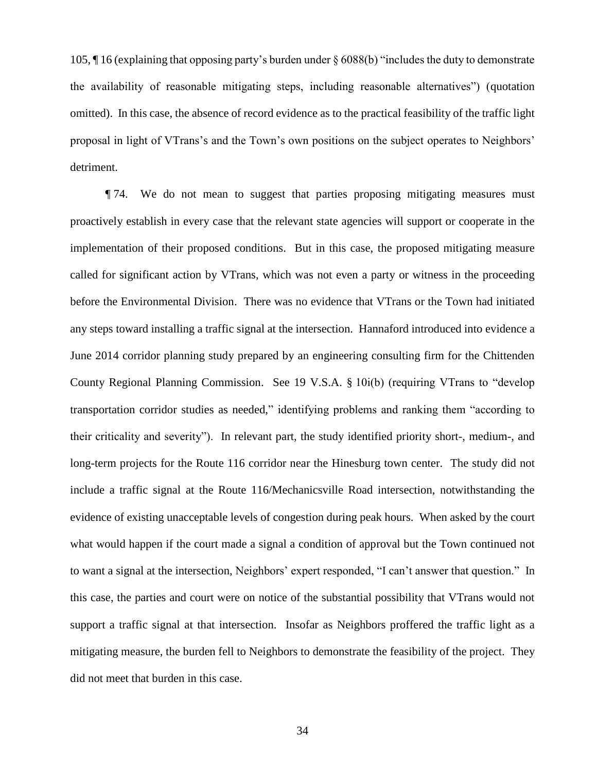105, ¶ 16 (explaining that opposing party's burden under § 6088(b) "includes the duty to demonstrate the availability of reasonable mitigating steps, including reasonable alternatives") (quotation omitted). In this case, the absence of record evidence as to the practical feasibility of the traffic light proposal in light of VTrans's and the Town's own positions on the subject operates to Neighbors' detriment.

¶ 74. We do not mean to suggest that parties proposing mitigating measures must proactively establish in every case that the relevant state agencies will support or cooperate in the implementation of their proposed conditions. But in this case, the proposed mitigating measure called for significant action by VTrans, which was not even a party or witness in the proceeding before the Environmental Division. There was no evidence that VTrans or the Town had initiated any steps toward installing a traffic signal at the intersection. Hannaford introduced into evidence a June 2014 corridor planning study prepared by an engineering consulting firm for the Chittenden County Regional Planning Commission. See 19 V.S.A. § 10i(b) (requiring VTrans to "develop transportation corridor studies as needed," identifying problems and ranking them "according to their criticality and severity"). In relevant part, the study identified priority short-, medium-, and long-term projects for the Route 116 corridor near the Hinesburg town center. The study did not include a traffic signal at the Route 116/Mechanicsville Road intersection, notwithstanding the evidence of existing unacceptable levels of congestion during peak hours. When asked by the court what would happen if the court made a signal a condition of approval but the Town continued not to want a signal at the intersection, Neighbors' expert responded, "I can't answer that question." In this case, the parties and court were on notice of the substantial possibility that VTrans would not support a traffic signal at that intersection. Insofar as Neighbors proffered the traffic light as a mitigating measure, the burden fell to Neighbors to demonstrate the feasibility of the project. They did not meet that burden in this case.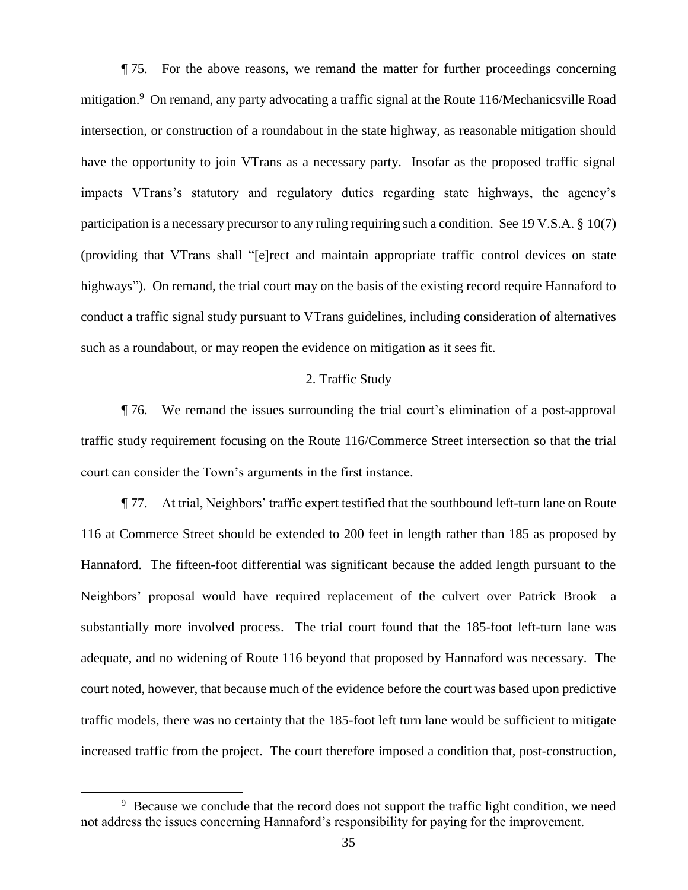¶ 75. For the above reasons, we remand the matter for further proceedings concerning mitigation.[9] On remand, any party advocating a traffic signal at the Route 116/Mechanicsville Road intersection, or construction of a roundabout in the state highway, as reasonable mitigation should have the opportunity to join VTrans as a necessary party. Insofar as the proposed traffic signal impacts VTrans's statutory and regulatory duties regarding state highways, the agency's participation is a necessary precursor to any ruling requiring such a condition. See 19 V.S.A. § 10(7) (providing that VTrans shall "[e]rect and maintain appropriate traffic control devices on state highways"). On remand, the trial court may on the basis of the existing record require Hannaford to conduct a traffic signal study pursuant to VTrans guidelines, including consideration of alternatives such as a roundabout, or may reopen the evidence on mitigation as it sees fit.

### 2. Traffic Study

¶ 76. We remand the issues surrounding the trial court's elimination of a post-approval traffic study requirement focusing on the Route 116/Commerce Street intersection so that the trial court can consider the Town's arguments in the first instance.

¶ 77. At trial, Neighbors' traffic expert testified that the southbound left-turn lane on Route 116 at Commerce Street should be extended to 200 feet in length rather than 185 as proposed by Hannaford. The fifteen-foot differential was significant because the added length pursuant to the Neighbors' proposal would have required replacement of the culvert over Patrick Brook—a substantially more involved process. The trial court found that the 185-foot left-turn lane was adequate, and no widening of Route 116 beyond that proposed by Hannaford was necessary. The court noted, however, that because much of the evidence before the court was based upon predictive traffic models, there was no certainty that the 185-foot left turn lane would be sufficient to mitigate increased traffic from the project. The court therefore imposed a condition that, post-construction,

[9] Because we conclude that the record does not support the traffic light condition, we need not address the issues concerning Hannaford's responsibility for paying for the improvement.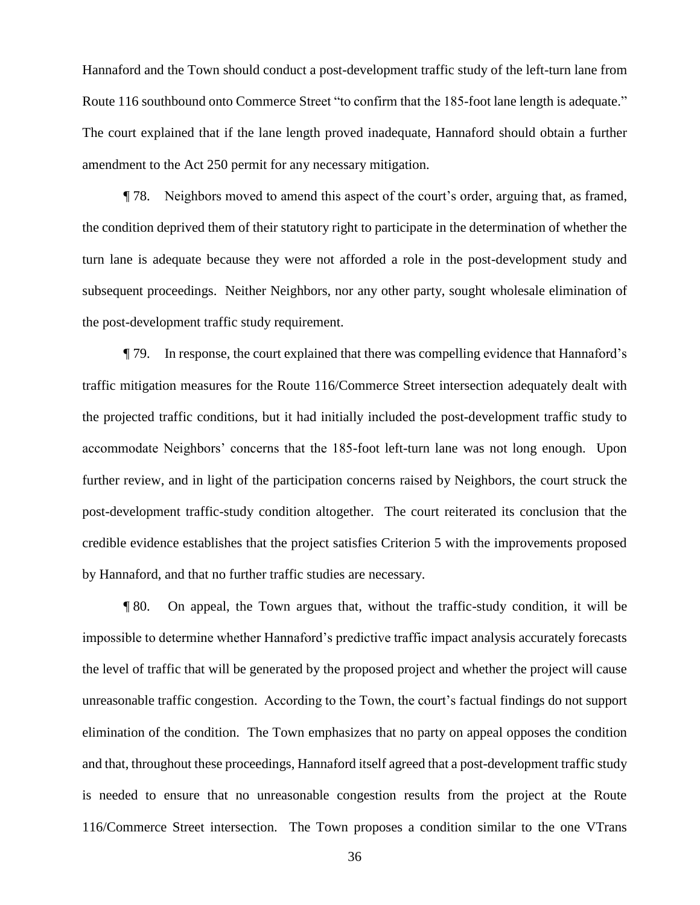Hannaford and the Town should conduct a post-development traffic study of the left-turn lane from Route 116 southbound onto Commerce Street "to confirm that the 185-foot lane length is adequate." The court explained that if the lane length proved inadequate, Hannaford should obtain a further amendment to the Act 250 permit for any necessary mitigation.

¶ 78. Neighbors moved to amend this aspect of the court's order, arguing that, as framed, the condition deprived them of their statutory right to participate in the determination of whether the turn lane is adequate because they were not afforded a role in the post-development study and subsequent proceedings. Neither Neighbors, nor any other party, sought wholesale elimination of the post-development traffic study requirement.

¶ 79. In response, the court explained that there was compelling evidence that Hannaford's traffic mitigation measures for the Route 116/Commerce Street intersection adequately dealt with the projected traffic conditions, but it had initially included the post-development traffic study to accommodate Neighbors' concerns that the 185-foot left-turn lane was not long enough. Upon further review, and in light of the participation concerns raised by Neighbors, the court struck the post-development traffic-study condition altogether. The court reiterated its conclusion that the credible evidence establishes that the project satisfies Criterion 5 with the improvements proposed by Hannaford, and that no further traffic studies are necessary.

¶ 80. On appeal, the Town argues that, without the traffic-study condition, it will be impossible to determine whether Hannaford's predictive traffic impact analysis accurately forecasts the level of traffic that will be generated by the proposed project and whether the project will cause unreasonable traffic congestion. According to the Town, the court's factual findings do not support elimination of the condition. The Town emphasizes that no party on appeal opposes the condition and that, throughout these proceedings, Hannaford itself agreed that a post-development traffic study is needed to ensure that no unreasonable congestion results from the project at the Route 116/Commerce Street intersection. The Town proposes a condition similar to the one VTrans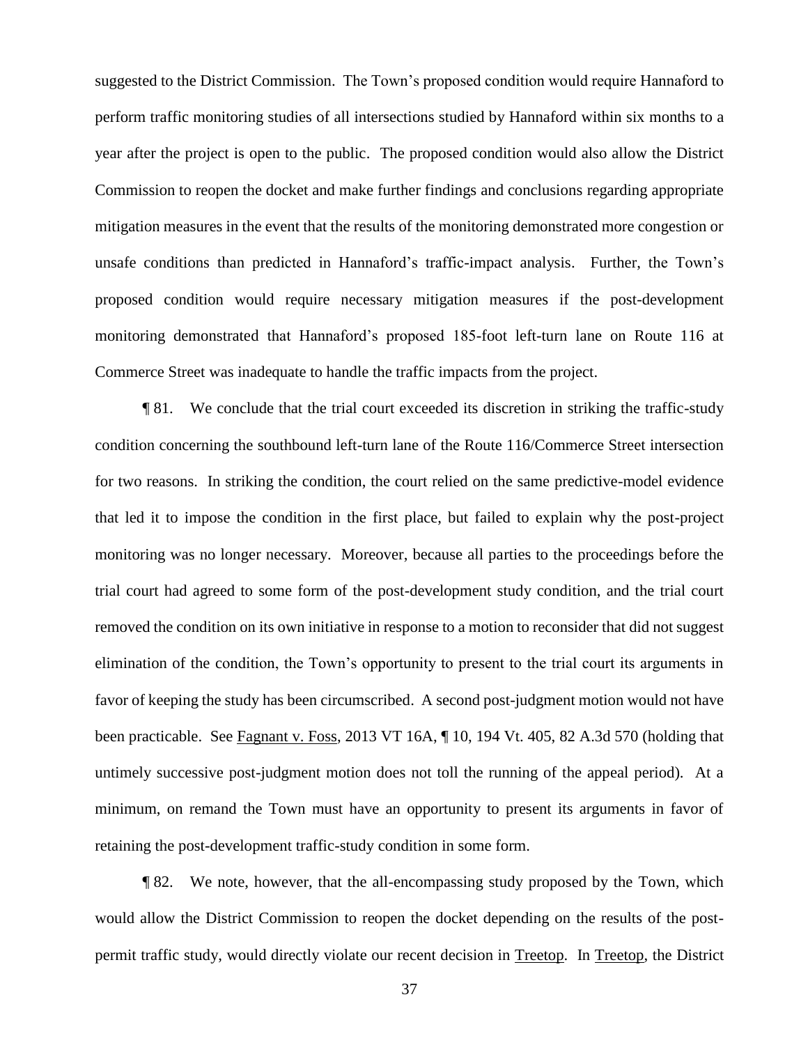suggested to the District Commission. The Town's proposed condition would require Hannaford to perform traffic monitoring studies of all intersections studied by Hannaford within six months to a year after the project is open to the public. The proposed condition would also allow the District Commission to reopen the docket and make further findings and conclusions regarding appropriate mitigation measures in the event that the results of the monitoring demonstrated more congestion or unsafe conditions than predicted in Hannaford's traffic-impact analysis. Further, the Town's proposed condition would require necessary mitigation measures if the post-development monitoring demonstrated that Hannaford's proposed 185-foot left-turn lane on Route 116 at Commerce Street was inadequate to handle the traffic impacts from the project.

¶ 81. We conclude that the trial court exceeded its discretion in striking the traffic-study condition concerning the southbound left-turn lane of the Route 116/Commerce Street intersection for two reasons. In striking the condition, the court relied on the same predictive-model evidence that led it to impose the condition in the first place, but failed to explain why the post-project monitoring was no longer necessary. Moreover, because all parties to the proceedings before the trial court had agreed to some form of the post-development study condition, and the trial court removed the condition on its own initiative in response to a motion to reconsider that did not suggest elimination of the condition, the Town's opportunity to present to the trial court its arguments in favor of keeping the study has been circumscribed. A second post-judgment motion would not have been practicable. See Fagnant v. Foss, 2013 VT 16A, ¶ 10, 194 Vt. 405, 82 A.3d 570 (holding that untimely successive post-judgment motion does not toll the running of the appeal period). At a minimum, on remand the Town must have an opportunity to present its arguments in favor of retaining the post-development traffic-study condition in some form.

¶ 82. We note, however, that the all-encompassing study proposed by the Town, which would allow the District Commission to reopen the docket depending on the results of the post-permit traffic study, would directly violate our recent decision in Treetop. In Treetop, the District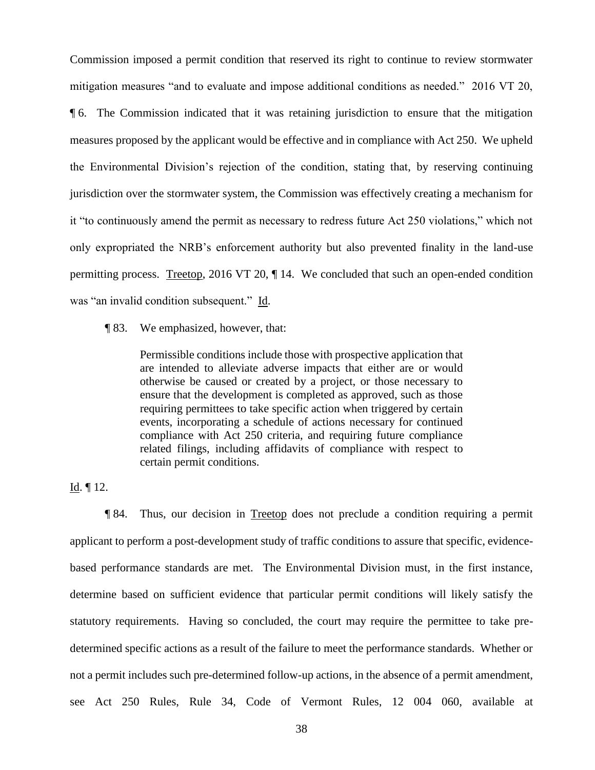Commission imposed a permit condition that reserved its right to continue to review stormwater mitigation measures "and to evaluate and impose additional conditions as needed." 2016 VT 20, ¶ 6. The Commission indicated that it was retaining jurisdiction to ensure that the mitigation measures proposed by the applicant would be effective and in compliance with Act 250. We upheld the Environmental Division's rejection of the condition, stating that, by reserving continuing jurisdiction over the stormwater system, the Commission was effectively creating a mechanism for it "to continuously amend the permit as necessary to redress future Act 250 violations," which not only expropriated the NRB's enforcement authority but also prevented finality in the land-use permitting process. Treetop, 2016 VT 20, ¶ 14. We concluded that such an open-ended condition was "an invalid condition subsequent." Id.

¶ 83. We emphasized, however, that:

> Permissible conditions include those with prospective application that are intended to alleviate adverse impacts that either are or would otherwise be caused or created by a project, or those necessary to ensure that the development is completed as approved, such as those requiring permittees to take specific action when triggered by certain events, incorporating a schedule of actions necessary for continued compliance with Act 250 criteria, and requiring future compliance related filings, including affidavits of compliance with respect to certain permit conditions.

Id. ¶ 12.

¶ 84. Thus, our decision in Treetop does not preclude a condition requiring a permit applicant to perform a post-development study of traffic conditions to assure that specific, evidence-based performance standards are met. The Environmental Division must, in the first instance, determine based on sufficient evidence that particular permit conditions will likely satisfy the statutory requirements. Having so concluded, the court may require the permittee to take pre-determined specific actions as a result of the failure to meet the performance standards. Whether or not a permit includes such pre-determined follow-up actions, in the absence of a permit amendment, see Act 250 Rules, Rule 34, Code of Vermont Rules, 12 004 060, available at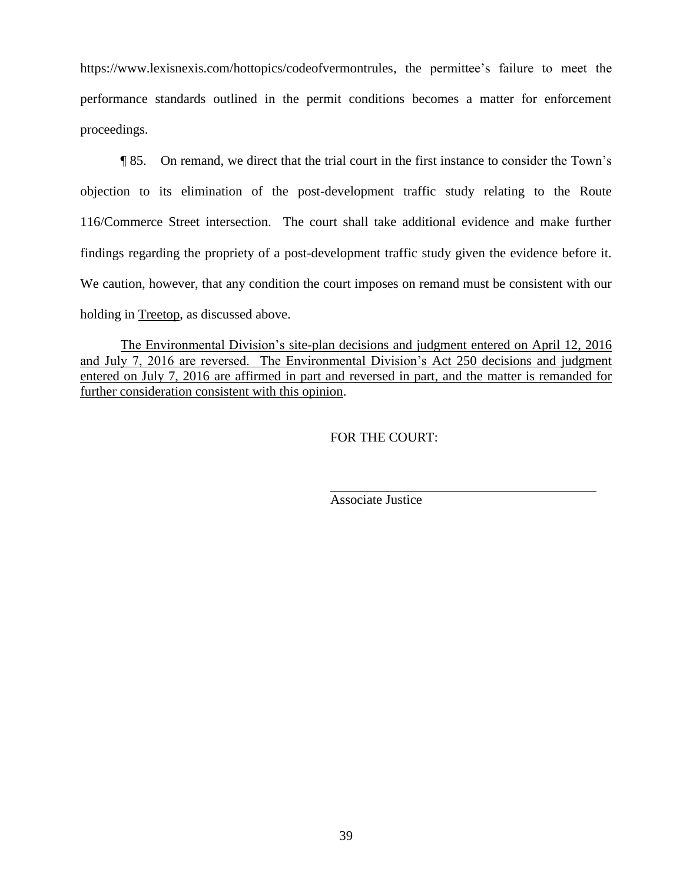https://www.lexisnexis.com/hottopics/codeofvermontrules, the permittee's failure to meet the performance standards outlined in the permit conditions becomes a matter for enforcement proceedings.

¶ 85. On remand, we direct that the trial court in the first instance to consider the Town's objection to its elimination of the post-development traffic study relating to the Route 116/Commerce Street intersection. The court shall take additional evidence and make further findings regarding the propriety of a post-development traffic study given the evidence before it. We caution, however, that any condition the court imposes on remand must be consistent with our holding in Treetop, as discussed above.

The Environmental Division's site-plan decisions and judgment entered on April 12, 2016 and July 7, 2016 are reversed. The Environmental Division's Act 250 decisions and judgment entered on July 7, 2016 are affirmed in part and reversed in part, and the matter is remanded for further consideration consistent with this opinion.

FOR THE COURT:

\_\_\_\_\_\_\_\_\_\_\_\_\_\_\_\_\_\_\_\_\_\_\_\_\_\_\_\_\_\_\_\_\_\_\_\_\_\_\_\_

Associate Justice